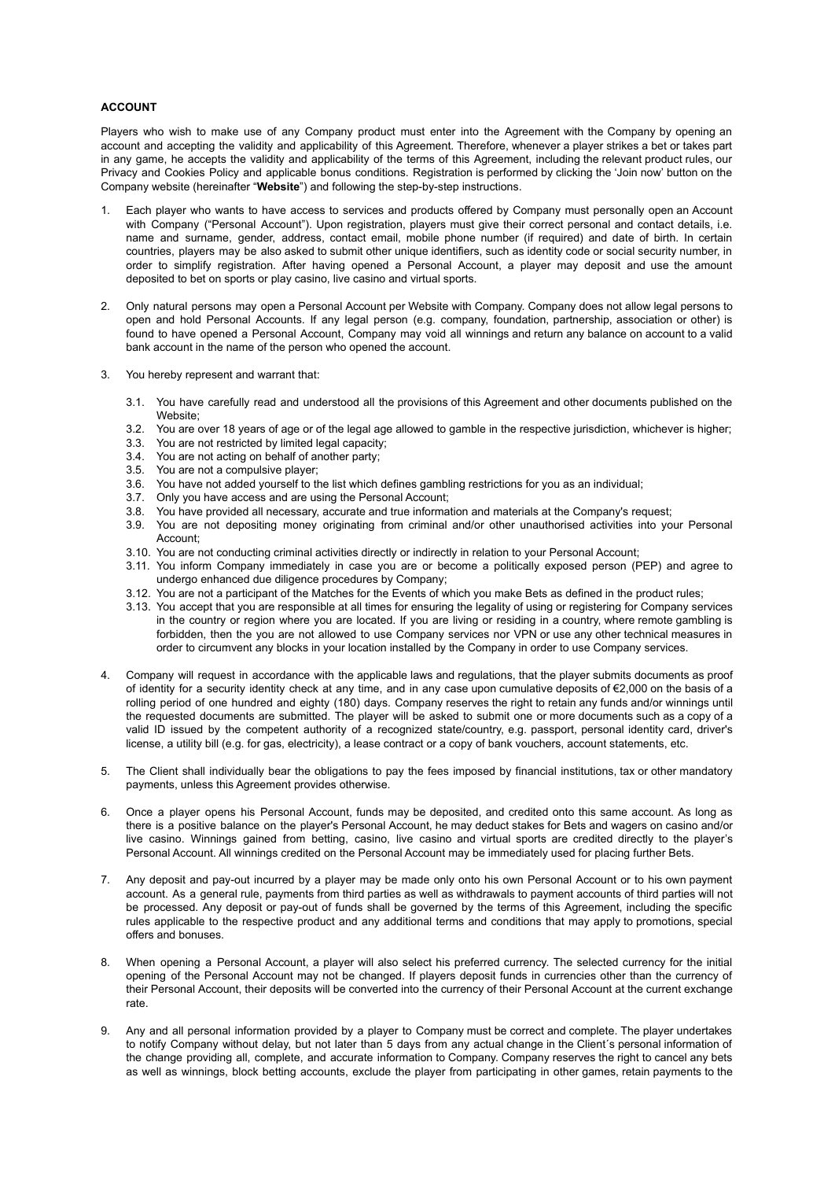**ACCOUNT**

Players who wish to make use of any Company product must enter into the Agreement with the Company by opening an account and accepting the validity and applicability of this Agreement. Therefore, whenever a player strikes a bet or takes part in any game, he accepts the validity and applicability of the terms of this Agreement, including the relevant product rules, our Privacy and Cookies Policy and applicable bonus conditions. Registration is performed by clicking the 'Join now' button on the Company website (hereinafter "**Website**") and following the step-by-step instructions.

1. Each player who wants to have access to services and products offered by Company must personally open an Account with Company ("Personal Account"). Upon registration, players must give their correct personal and contact details, i.e. name and surname, gender, address, contact email, mobile phone number (if required) and date of birth. In certain countries, players may be also asked to submit other unique identifiers, such as identity code or social security number, in order to simplify registration. After having opened a Personal Account, a player may deposit and use the amount deposited to bet on sports or play casino, live casino and virtual sports.

2. Only natural persons may open a Personal Account per Website with Company. Company does not allow legal persons to open and hold Personal Accounts. If any legal person (e.g. company, foundation, partnership, association or other) is found to have opened a Personal Account, Company may void all winnings and return any balance on account to a valid bank account in the name of the person who opened the account.

3. You hereby represent and warrant that:

    3.1. You have carefully read and understood all the provisions of this Agreement and other documents published on the Website;
    3.2. You are over 18 years of age or of the legal age allowed to gamble in the respective jurisdiction, whichever is higher;
    3.3. You are not restricted by limited legal capacity;
    3.4. You are not acting on behalf of another party;
    3.5. You are not a compulsive player;
    3.6. You have not added yourself to the list which defines gambling restrictions for you as an individual;
    3.7. Only you have access and are using the Personal Account;
    3.8. You have provided all necessary, accurate and true information and materials at the Company's request;
    3.9. You are not depositing money originating from criminal and/or other unauthorised activities into your Personal Account;
    3.10. You are not conducting criminal activities directly or indirectly in relation to your Personal Account;
    3.11. You inform Company immediately in case you are or become a politically exposed person (PEP) and agree to undergo enhanced due diligence procedures by Company;
    3.12. You are not a participant of the Matches for the Events of which you make Bets as defined in the product rules;
    3.13. You accept that you are responsible at all times for ensuring the legality of using or registering for Company services in the country or region where you are located. If you are living or residing in a country, where remote gambling is forbidden, then the you are not allowed to use Company services nor VPN or use any other technical measures in order to circumvent any blocks in your location installed by the Company in order to use Company services.

4. Company will request in accordance with the applicable laws and regulations, that the player submits documents as proof of identity for a security identity check at any time, and in any case upon cumulative deposits of €2,000 on the basis of a rolling period of one hundred and eighty (180) days. Company reserves the right to retain any funds and/or winnings until the requested documents are submitted. The player will be asked to submit one or more documents such as a copy of a valid ID issued by the competent authority of a recognized state/country, e.g. passport, personal identity card, driver's license, a utility bill (e.g. for gas, electricity), a lease contract or a copy of bank vouchers, account statements, etc.

5. The Client shall individually bear the obligations to pay the fees imposed by financial institutions, tax or other mandatory payments, unless this Agreement provides otherwise.

6. Once a player opens his Personal Account, funds may be deposited, and credited onto this same account. As long as there is a positive balance on the player's Personal Account, he may deduct stakes for Bets and wagers on casino and/or live casino. Winnings gained from betting, casino, live casino and virtual sports are credited directly to the player's Personal Account. All winnings credited on the Personal Account may be immediately used for placing further Bets.

7. Any deposit and pay-out incurred by a player may be made only onto his own Personal Account or to his own payment account. As a general rule, payments from third parties as well as withdrawals to payment accounts of third parties will not be processed. Any deposit or pay-out of funds shall be governed by the terms of this Agreement, including the specific rules applicable to the respective product and any additional terms and conditions that may apply to promotions, special offers and bonuses.

8. When opening a Personal Account, a player will also select his preferred currency. The selected currency for the initial opening of the Personal Account may not be changed. If players deposit funds in currencies other than the currency of their Personal Account, their deposits will be converted into the currency of their Personal Account at the current exchange rate.

9. Any and all personal information provided by a player to Company must be correct and complete. The player undertakes to notify Company without delay, but not later than 5 days from any actual change in the Client´s personal information of the change providing all, complete, and accurate information to Company. Company reserves the right to cancel any bets as well as winnings, block betting accounts, exclude the player from participating in other games, retain payments to the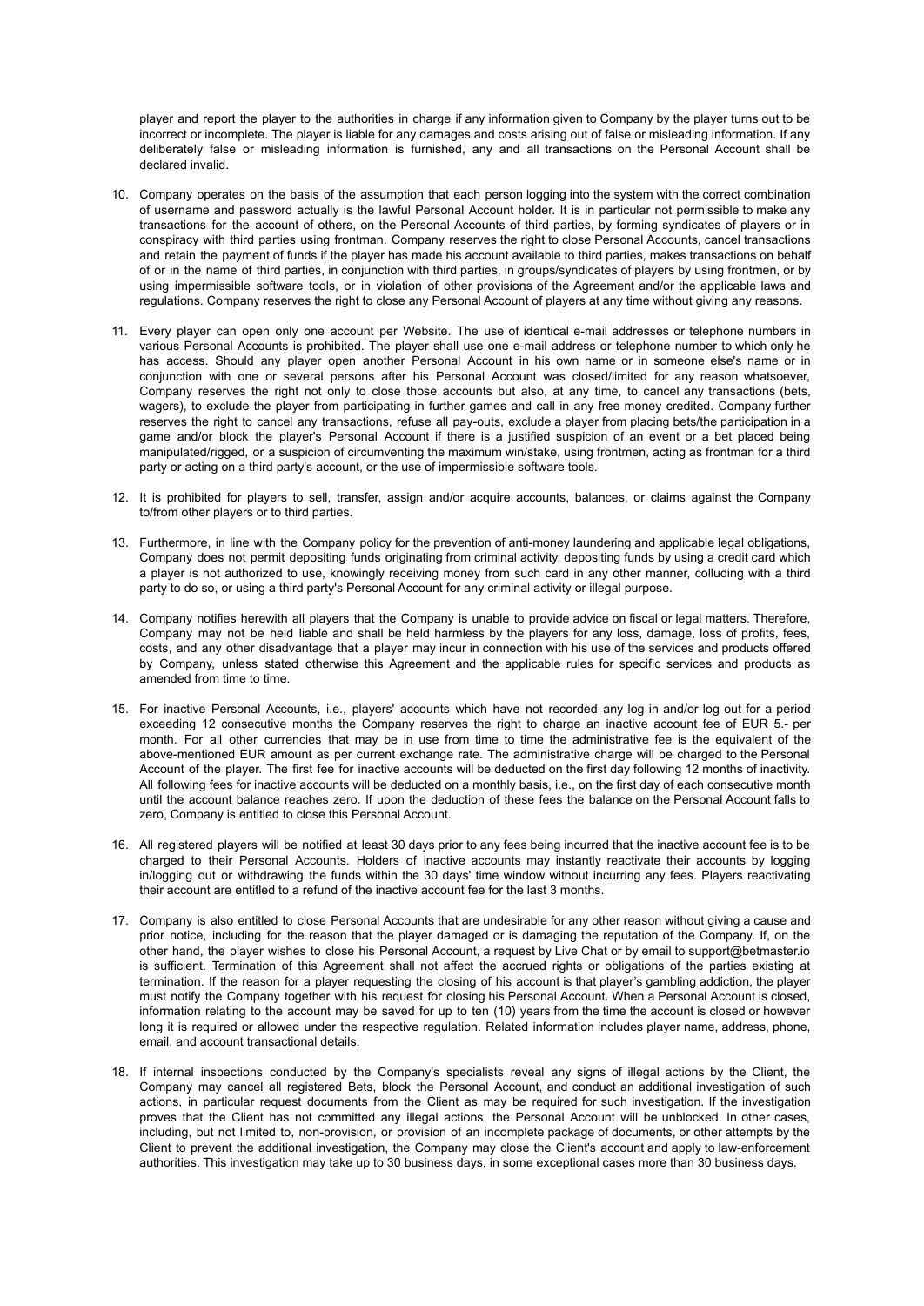player and report the player to the authorities in charge if any information given to Company by the player turns out to be incorrect or incomplete. The player is liable for any damages and costs arising out of false or misleading information. If any deliberately false or misleading information is furnished, any and all transactions on the Personal Account shall be declared invalid.

10. Company operates on the basis of the assumption that each person logging into the system with the correct combination of username and password actually is the lawful Personal Account holder. It is in particular not permissible to make any transactions for the account of others, on the Personal Accounts of third parties, by forming syndicates of players or in conspiracy with third parties using frontman. Company reserves the right to close Personal Accounts, cancel transactions and retain the payment of funds if the player has made his account available to third parties, makes transactions on behalf of or in the name of third parties, in conjunction with third parties, in groups/syndicates of players by using frontmen, or by using impermissible software tools, or in violation of other provisions of the Agreement and/or the applicable laws and regulations. Company reserves the right to close any Personal Account of players at any time without giving any reasons.

11. Every player can open only one account per Website. The use of identical e-mail addresses or telephone numbers in various Personal Accounts is prohibited. The player shall use one e-mail address or telephone number to which only he has access. Should any player open another Personal Account in his own name or in someone else's name or in conjunction with one or several persons after his Personal Account was closed/limited for any reason whatsoever, Company reserves the right not only to close those accounts but also, at any time, to cancel any transactions (bets, wagers), to exclude the player from participating in further games and call in any free money credited. Company further reserves the right to cancel any transactions, refuse all pay-outs, exclude a player from placing bets/the participation in a game and/or block the player's Personal Account if there is a justified suspicion of an event or a bet placed being manipulated/rigged, or a suspicion of circumventing the maximum win/stake, using frontmen, acting as frontman for a third party or acting on a third party's account, or the use of impermissible software tools.

12. It is prohibited for players to sell, transfer, assign and/or acquire accounts, balances, or claims against the Company to/from other players or to third parties.

13. Furthermore, in line with the Company policy for the prevention of anti-money laundering and applicable legal obligations, Company does not permit depositing funds originating from criminal activity, depositing funds by using a credit card which a player is not authorized to use, knowingly receiving money from such card in any other manner, colluding with a third party to do so, or using a third party's Personal Account for any criminal activity or illegal purpose.

14. Company notifies herewith all players that the Company is unable to provide advice on fiscal or legal matters. Therefore, Company may not be held liable and shall be held harmless by the players for any loss, damage, loss of profits, fees, costs, and any other disadvantage that a player may incur in connection with his use of the services and products offered by Company, unless stated otherwise this Agreement and the applicable rules for specific services and products as amended from time to time.

15. For inactive Personal Accounts, i.e., players' accounts which have not recorded any log in and/or log out for a period exceeding 12 consecutive months the Company reserves the right to charge an inactive account fee of EUR 5.- per month. For all other currencies that may be in use from time to time the administrative fee is the equivalent of the above-mentioned EUR amount as per current exchange rate. The administrative charge will be charged to the Personal Account of the player. The first fee for inactive accounts will be deducted on the first day following 12 months of inactivity. All following fees for inactive accounts will be deducted on a monthly basis, i.e., on the first day of each consecutive month until the account balance reaches zero. If upon the deduction of these fees the balance on the Personal Account falls to zero, Company is entitled to close this Personal Account.

16. All registered players will be notified at least 30 days prior to any fees being incurred that the inactive account fee is to be charged to their Personal Accounts. Holders of inactive accounts may instantly reactivate their accounts by logging in/logging out or withdrawing the funds within the 30 days' time window without incurring any fees. Players reactivating their account are entitled to a refund of the inactive account fee for the last 3 months.

17. Company is also entitled to close Personal Accounts that are undesirable for any other reason without giving a cause and prior notice, including for the reason that the player damaged or is damaging the reputation of the Company. If, on the other hand, the player wishes to close his Personal Account, a request by Live Chat or by email to support@betmaster.io is sufficient. Termination of this Agreement shall not affect the accrued rights or obligations of the parties existing at termination. If the reason for a player requesting the closing of his account is that player's gambling addiction, the player must notify the Company together with his request for closing his Personal Account. When a Personal Account is closed, information relating to the account may be saved for up to ten (10) years from the time the account is closed or however long it is required or allowed under the respective regulation. Related information includes player name, address, phone, email, and account transactional details.

18. If internal inspections conducted by the Company's specialists reveal any signs of illegal actions by the Client, the Company may cancel all registered Bets, block the Personal Account, and conduct an additional investigation of such actions, in particular request documents from the Client as may be required for such investigation. If the investigation proves that the Client has not committed any illegal actions, the Personal Account will be unblocked. In other cases, including, but not limited to, non-provision, or provision of an incomplete package of documents, or other attempts by the Client to prevent the additional investigation, the Company may close the Client's account and apply to law-enforcement authorities. This investigation may take up to 30 business days, in some exceptional cases more than 30 business days.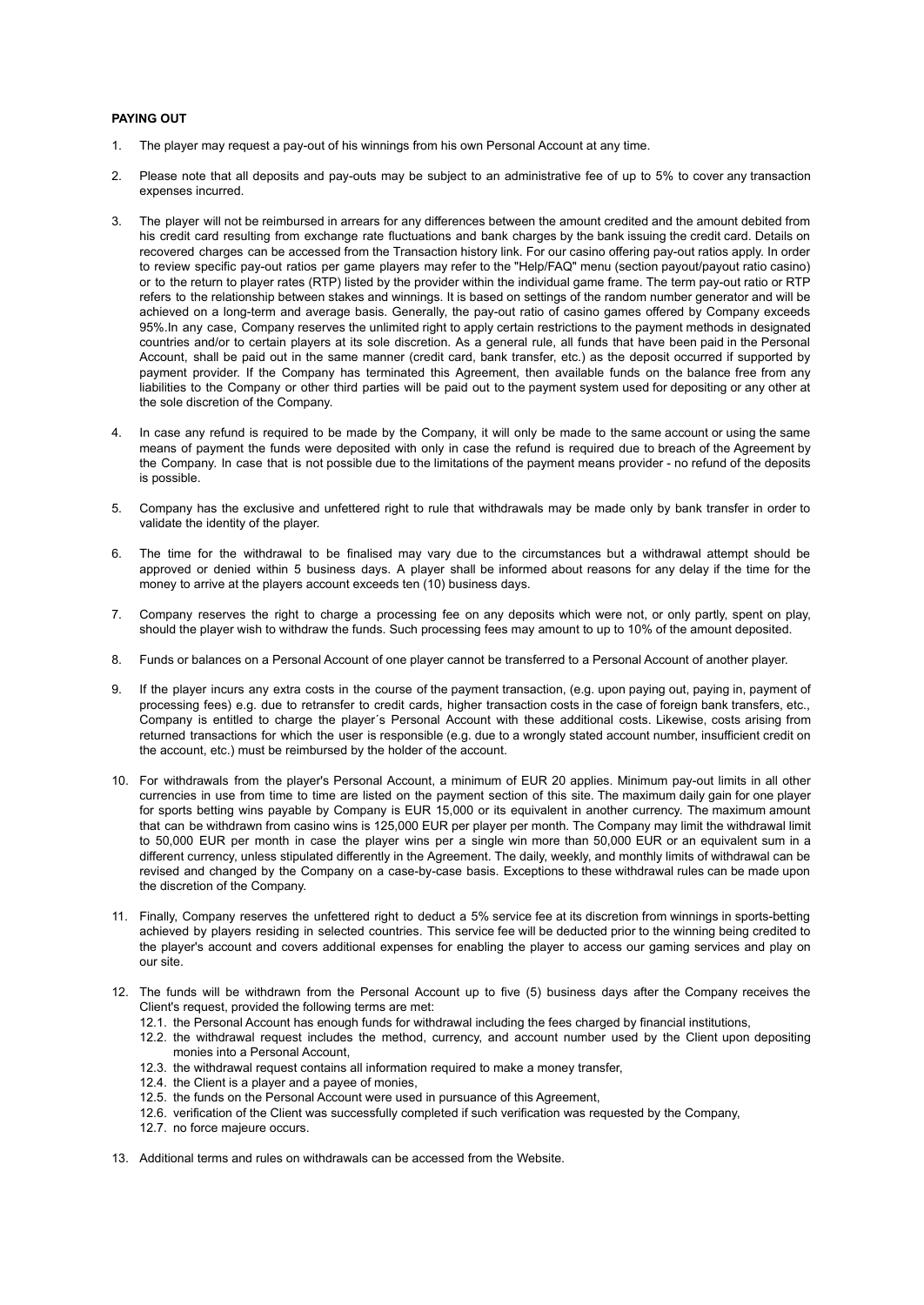**PAYING OUT**

1. The player may request a pay-out of his winnings from his own Personal Account at any time.

2. Please note that all deposits and pay-outs may be subject to an administrative fee of up to 5% to cover any transaction expenses incurred.

3. The player will not be reimbursed in arrears for any differences between the amount credited and the amount debited from his credit card resulting from exchange rate fluctuations and bank charges by the bank issuing the credit card. Details on recovered charges can be accessed from the Transaction history link. For our casino offering pay-out ratios apply. In order to review specific pay-out ratios per game players may refer to the "Help/FAQ" menu (section payout/payout ratio casino) or to the return to player rates (RTP) listed by the provider within the individual game frame. The term pay-out ratio or RTP refers to the relationship between stakes and winnings. It is based on settings of the random number generator and will be achieved on a long-term and average basis. Generally, the pay-out ratio of casino games offered by Company exceeds 95%.In any case, Company reserves the unlimited right to apply certain restrictions to the payment methods in designated countries and/or to certain players at its sole discretion. As a general rule, all funds that have been paid in the Personal Account, shall be paid out in the same manner (credit card, bank transfer, etc.) as the deposit occurred if supported by payment provider. If the Company has terminated this Agreement, then available funds on the balance free from any liabilities to the Company or other third parties will be paid out to the payment system used for depositing or any other at the sole discretion of the Company.

4. In case any refund is required to be made by the Company, it will only be made to the same account or using the same means of payment the funds were deposited with only in case the refund is required due to breach of the Agreement by the Company. In case that is not possible due to the limitations of the payment means provider - no refund of the deposits is possible.

5. Company has the exclusive and unfettered right to rule that withdrawals may be made only by bank transfer in order to validate the identity of the player.

6. The time for the withdrawal to be finalised may vary due to the circumstances but a withdrawal attempt should be approved or denied within 5 business days. A player shall be informed about reasons for any delay if the time for the money to arrive at the players account exceeds ten (10) business days.

7. Company reserves the right to charge a processing fee on any deposits which were not, or only partly, spent on play, should the player wish to withdraw the funds. Such processing fees may amount to up to 10% of the amount deposited.

8. Funds or balances on a Personal Account of one player cannot be transferred to a Personal Account of another player.

9. If the player incurs any extra costs in the course of the payment transaction, (e.g. upon paying out, paying in, payment of processing fees) e.g. due to retransfer to credit cards, higher transaction costs in the case of foreign bank transfers, etc., Company is entitled to charge the player´s Personal Account with these additional costs. Likewise, costs arising from returned transactions for which the user is responsible (e.g. due to a wrongly stated account number, insufficient credit on the account, etc.) must be reimbursed by the holder of the account.

10. For withdrawals from the player's Personal Account, a minimum of EUR 20 applies. Minimum pay-out limits in all other currencies in use from time to time are listed on the payment section of this site. The maximum daily gain for one player for sports betting wins payable by Company is EUR 15,000 or its equivalent in another currency. The maximum amount that can be withdrawn from casino wins is 125,000 EUR per player per month. The Company may limit the withdrawal limit to 50,000 EUR per month in case the player wins per a single win more than 50,000 EUR or an equivalent sum in a different currency, unless stipulated differently in the Agreement. The daily, weekly, and monthly limits of withdrawal can be revised and changed by the Company on a case-by-case basis. Exceptions to these withdrawal rules can be made upon the discretion of the Company.

11. Finally, Company reserves the unfettered right to deduct a 5% service fee at its discretion from winnings in sports-betting achieved by players residing in selected countries. This service fee will be deducted prior to the winning being credited to the player's account and covers additional expenses for enabling the player to access our gaming services and play on our site.

12. The funds will be withdrawn from the Personal Account up to five (5) business days after the Company receives the Client's request, provided the following terms are met:
    12.1. the Personal Account has enough funds for withdrawal including the fees charged by financial institutions,
    12.2. the withdrawal request includes the method, currency, and account number used by the Client upon depositing monies into a Personal Account,
    12.3. the withdrawal request contains all information required to make a money transfer,
    12.4. the Client is a player and a payee of monies,
    12.5. the funds on the Personal Account were used in pursuance of this Agreement,
    12.6. verification of the Client was successfully completed if such verification was requested by the Company,
    12.7. no force majeure occurs.

13. Additional terms and rules on withdrawals can be accessed from the Website.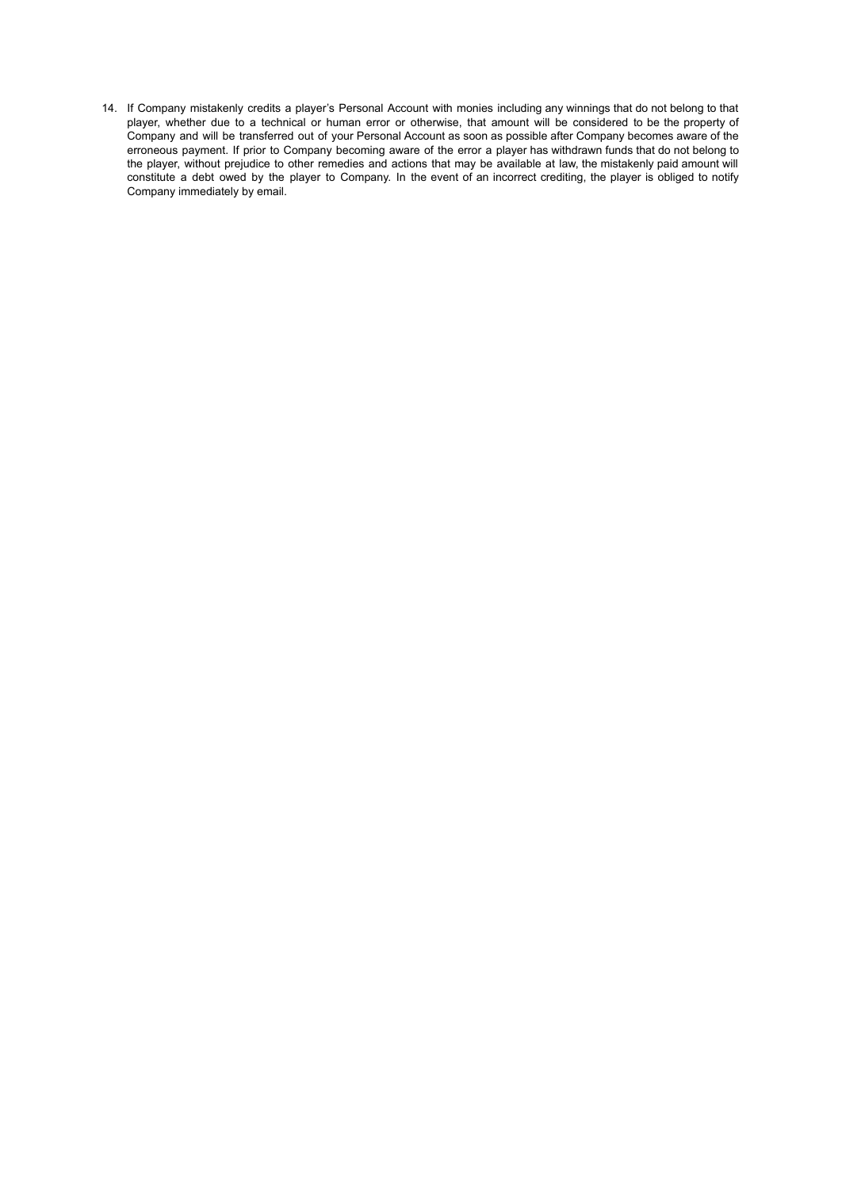14. If Company mistakenly credits a player's Personal Account with monies including any winnings that do not belong to that player, whether due to a technical or human error or otherwise, that amount will be considered to be the property of Company and will be transferred out of your Personal Account as soon as possible after Company becomes aware of the erroneous payment. If prior to Company becoming aware of the error a player has withdrawn funds that do not belong to the player, without prejudice to other remedies and actions that may be available at law, the mistakenly paid amount will constitute a debt owed by the player to Company. In the event of an incorrect crediting, the player is obliged to notify Company immediately by email.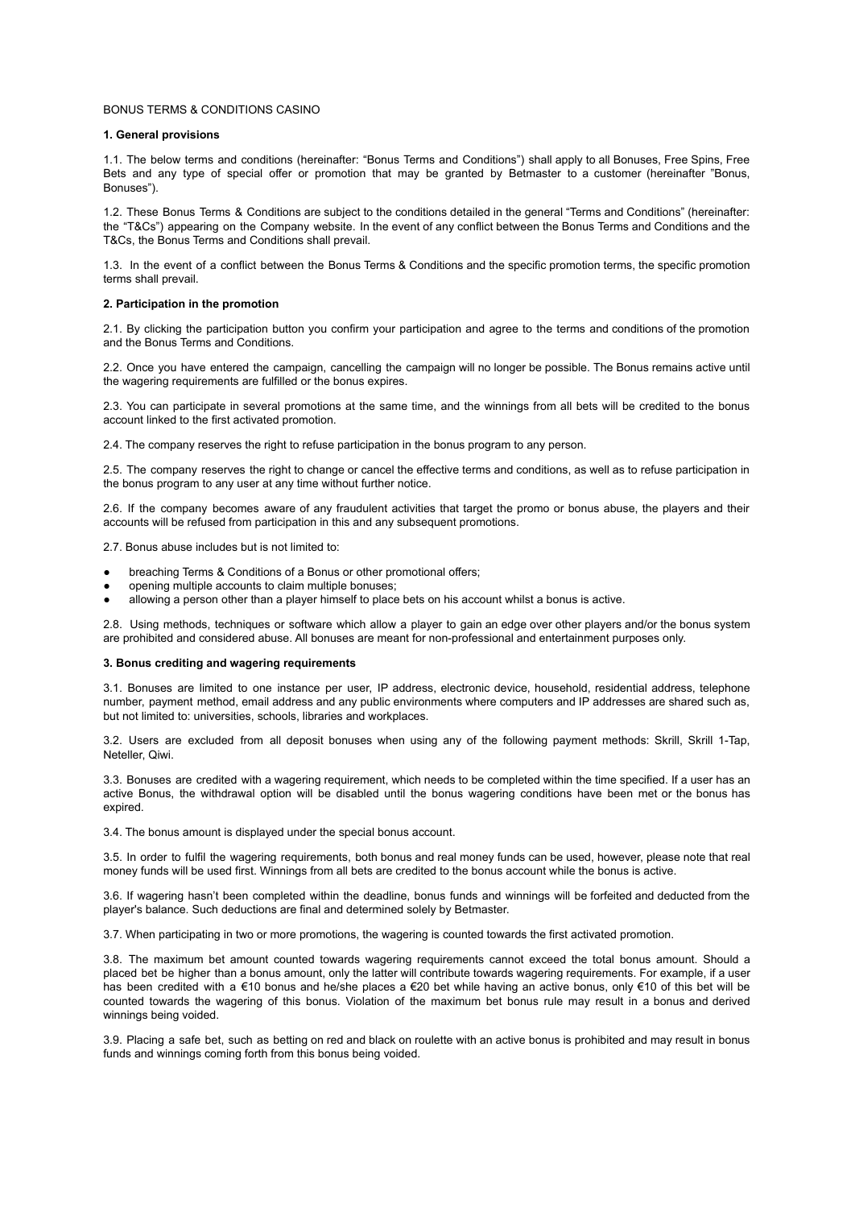BONUS TERMS & CONDITIONS CASINO

**1. General provisions**

1.1. The below terms and conditions (hereinafter: "Bonus Terms and Conditions") shall apply to all Bonuses, Free Spins, Free Bets and any type of special offer or promotion that may be granted by Betmaster to a customer (hereinafter "Bonus, Bonuses").

1.2. These Bonus Terms & Conditions are subject to the conditions detailed in the general "Terms and Conditions" (hereinafter: the "T&Cs") appearing on the Company website. In the event of any conflict between the Bonus Terms and Conditions and the T&Cs, the Bonus Terms and Conditions shall prevail.

1.3. In the event of a conflict between the Bonus Terms & Conditions and the specific promotion terms, the specific promotion terms shall prevail.

**2. Participation in the promotion**

2.1. By clicking the participation button you confirm your participation and agree to the terms and conditions of the promotion and the Bonus Terms and Conditions.

2.2. Once you have entered the campaign, cancelling the campaign will no longer be possible. The Bonus remains active until the wagering requirements are fulfilled or the bonus expires.

2.3. You can participate in several promotions at the same time, and the winnings from all bets will be credited to the bonus account linked to the first activated promotion.

2.4. The company reserves the right to refuse participation in the bonus program to any person.

2.5. The company reserves the right to change or cancel the effective terms and conditions, as well as to refuse participation in the bonus program to any user at any time without further notice.

2.6. If the company becomes aware of any fraudulent activities that target the promo or bonus abuse, the players and their accounts will be refused from participation in this and any subsequent promotions.

2.7. Bonus abuse includes but is not limited to:

- breaching Terms & Conditions of a Bonus or other promotional offers;
- opening multiple accounts to claim multiple bonuses;
- allowing a person other than a player himself to place bets on his account whilst a bonus is active.

2.8. Using methods, techniques or software which allow a player to gain an edge over other players and/or the bonus system are prohibited and considered abuse. All bonuses are meant for non-professional and entertainment purposes only.

**3. Bonus crediting and wagering requirements**

3.1. Bonuses are limited to one instance per user, IP address, electronic device, household, residential address, telephone number, payment method, email address and any public environments where computers and IP addresses are shared such as, but not limited to: universities, schools, libraries and workplaces.

3.2. Users are excluded from all deposit bonuses when using any of the following payment methods: Skrill, Skrill 1-Tap, Neteller, Qiwi.

3.3. Bonuses are credited with a wagering requirement, which needs to be completed within the time specified. If a user has an active Bonus, the withdrawal option will be disabled until the bonus wagering conditions have been met or the bonus has expired.

3.4. The bonus amount is displayed under the special bonus account.

3.5. In order to fulfil the wagering requirements, both bonus and real money funds can be used, however, please note that real money funds will be used first. Winnings from all bets are credited to the bonus account while the bonus is active.

3.6. If wagering hasn't been completed within the deadline, bonus funds and winnings will be forfeited and deducted from the player's balance. Such deductions are final and determined solely by Betmaster.

3.7. When participating in two or more promotions, the wagering is counted towards the first activated promotion.

3.8. The maximum bet amount counted towards wagering requirements cannot exceed the total bonus amount. Should a placed bet be higher than a bonus amount, only the latter will contribute towards wagering requirements. For example, if a user has been credited with a €10 bonus and he/she places a €20 bet while having an active bonus, only €10 of this bet will be counted towards the wagering of this bonus. Violation of the maximum bet bonus rule may result in a bonus and derived winnings being voided.

3.9. Placing a safe bet, such as betting on red and black on roulette with an active bonus is prohibited and may result in bonus funds and winnings coming forth from this bonus being voided.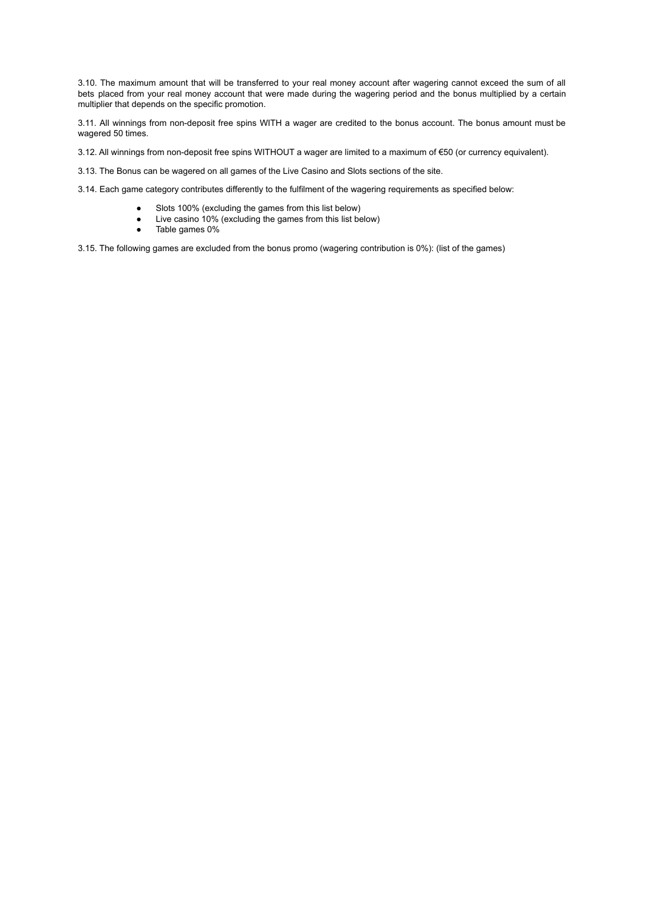3.10. The maximum amount that will be transferred to your real money account after wagering cannot exceed the sum of all bets placed from your real money account that were made during the wagering period and the bonus multiplied by a certain multiplier that depends on the specific promotion.

3.11. All winnings from non-deposit free spins WITH a wager are credited to the bonus account. The bonus amount must be wagered 50 times.

3.12. All winnings from non-deposit free spins WITHOUT a wager are limited to a maximum of €50 (or currency equivalent).

3.13. The Bonus can be wagered on all games of the Live Casino and Slots sections of the site.

3.14. Each game category contributes differently to the fulfilment of the wagering requirements as specified below:

- Slots 100% (excluding the games from this list below)
- Live casino 10% (excluding the games from this list below)
- Table games 0%

3.15. The following games are excluded from the bonus promo (wagering contribution is 0%): (list of the games)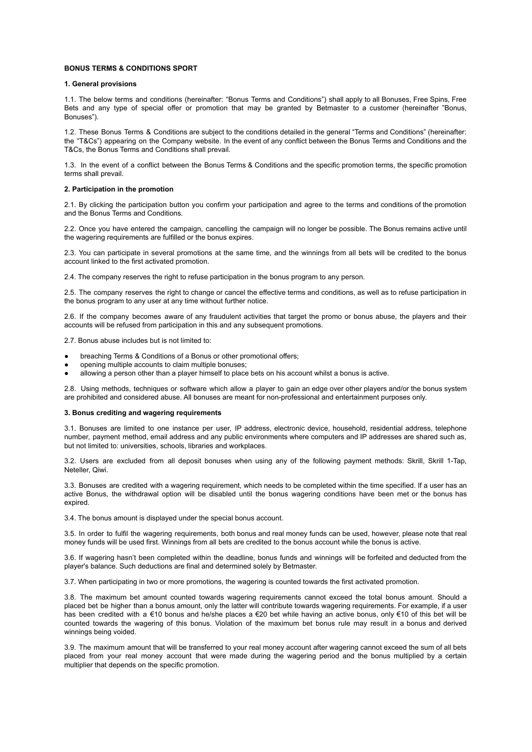**BONUS TERMS & CONDITIONS SPORT**

**1. General provisions**

1.1. The below terms and conditions (hereinafter: "Bonus Terms and Conditions") shall apply to all Bonuses, Free Spins, Free Bets and any type of special offer or promotion that may be granted by Betmaster to a customer (hereinafter "Bonus, Bonuses").

1.2. These Bonus Terms & Conditions are subject to the conditions detailed in the general "Terms and Conditions" (hereinafter: the "T&Cs") appearing on the Company website. In the event of any conflict between the Bonus Terms and Conditions and the T&Cs, the Bonus Terms and Conditions shall prevail.

1.3. In the event of a conflict between the Bonus Terms & Conditions and the specific promotion terms, the specific promotion terms shall prevail.

**2. Participation in the promotion**

2.1. By clicking the participation button you confirm your participation and agree to the terms and conditions of the promotion and the Bonus Terms and Conditions.

2.2. Once you have entered the campaign, cancelling the campaign will no longer be possible. The Bonus remains active until the wagering requirements are fulfilled or the bonus expires.

2.3. You can participate in several promotions at the same time, and the winnings from all bets will be credited to the bonus account linked to the first activated promotion.

2.4. The company reserves the right to refuse participation in the bonus program to any person.

2.5. The company reserves the right to change or cancel the effective terms and conditions, as well as to refuse participation in the bonus program to any user at any time without further notice.

2.6. If the company becomes aware of any fraudulent activities that target the promo or bonus abuse, the players and their accounts will be refused from participation in this and any subsequent promotions.

2.7. Bonus abuse includes but is not limited to:

- breaching Terms & Conditions of a Bonus or other promotional offers;
- opening multiple accounts to claim multiple bonuses;
- allowing a person other than a player himself to place bets on his account whilst a bonus is active.

2.8. Using methods, techniques or software which allow a player to gain an edge over other players and/or the bonus system are prohibited and considered abuse. All bonuses are meant for non-professional and entertainment purposes only.

**3. Bonus crediting and wagering requirements**

3.1. Bonuses are limited to one instance per user, IP address, electronic device, household, residential address, telephone number, payment method, email address and any public environments where computers and IP addresses are shared such as, but not limited to: universities, schools, libraries and workplaces.

3.2. Users are excluded from all deposit bonuses when using any of the following payment methods: Skrill, Skrill 1-Tap, Neteller, Qiwi.

3.3. Bonuses are credited with a wagering requirement, which needs to be completed within the time specified. If a user has an active Bonus, the withdrawal option will be disabled until the bonus wagering conditions have been met or the bonus has expired.

3.4. The bonus amount is displayed under the special bonus account.

3.5. In order to fulfil the wagering requirements, both bonus and real money funds can be used, however, please note that real money funds will be used first. Winnings from all bets are credited to the bonus account while the bonus is active.

3.6. If wagering hasn't been completed within the deadline, bonus funds and winnings will be forfeited and deducted from the player's balance. Such deductions are final and determined solely by Betmaster.

3.7. When participating in two or more promotions, the wagering is counted towards the first activated promotion.

3.8. The maximum bet amount counted towards wagering requirements cannot exceed the total bonus amount. Should a placed bet be higher than a bonus amount, only the latter will contribute towards wagering requirements. For example, if a user has been credited with a €10 bonus and he/she places a €20 bet while having an active bonus, only €10 of this bet will be counted towards the wagering of this bonus. Violation of the maximum bet bonus rule may result in a bonus and derived winnings being voided.

3.9. The maximum amount that will be transferred to your real money account after wagering cannot exceed the sum of all bets placed from your real money account that were made during the wagering period and the bonus multiplied by a certain multiplier that depends on the specific promotion.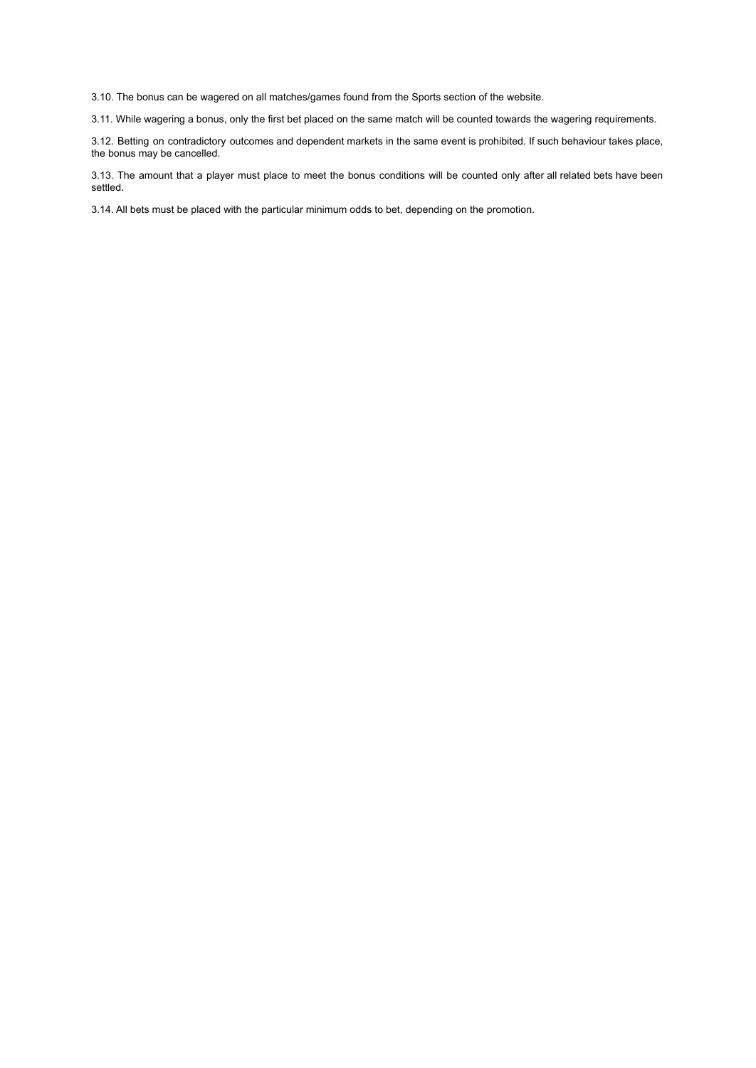3.10. The bonus can be wagered on all matches/games found from the Sports section of the website.

3.11. While wagering a bonus, only the first bet placed on the same match will be counted towards the wagering requirements.

3.12. Betting on contradictory outcomes and dependent markets in the same event is prohibited. If such behaviour takes place, the bonus may be cancelled.

3.13. The amount that a player must place to meet the bonus conditions will be counted only after all related bets have been settled.

3.14. All bets must be placed with the particular minimum odds to bet, depending on the promotion.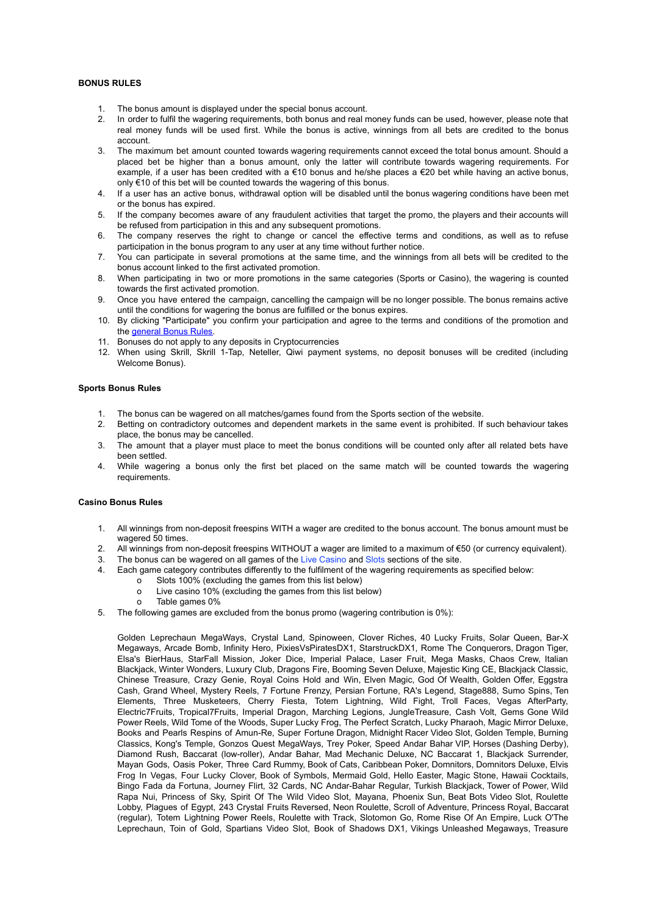**BONUS RULES**

1. The bonus amount is displayed under the special bonus account.
2. In order to fulfil the wagering requirements, both bonus and real money funds can be used, however, please note that real money funds will be used first. While the bonus is active, winnings from all bets are credited to the bonus account.
3. The maximum bet amount counted towards wagering requirements cannot exceed the total bonus amount. Should a placed bet be higher than a bonus amount, only the latter will contribute towards wagering requirements. For example, if a user has been credited with a €10 bonus and he/she places a €20 bet while having an active bonus, only €10 of this bet will be counted towards the wagering of this bonus.
4. If a user has an active bonus, withdrawal option will be disabled until the bonus wagering conditions have been met or the bonus has expired.
5. If the company becomes aware of any fraudulent activities that target the promo, the players and their accounts will be refused from participation in this and any subsequent promotions.
6. The company reserves the right to change or cancel the effective terms and conditions, as well as to refuse participation in the bonus program to any user at any time without further notice.
7. You can participate in several promotions at the same time, and the winnings from all bets will be credited to the bonus account linked to the first activated promotion.
8. When participating in two or more promotions in the same categories (Sports or Casino), the wagering is counted towards the first activated promotion.
9. Once you have entered the campaign, cancelling the campaign will be no longer possible. The bonus remains active until the conditions for wagering the bonus are fulfilled or the bonus expires.
10. By clicking "Participate" you confirm your participation and agree to the terms and conditions of the promotion and the general Bonus Rules.
11. Bonuses do not apply to any deposits in Cryptocurrencies
12. When using Skrill, Skrill 1-Tap, Neteller, Qiwi payment systems, no deposit bonuses will be credited (including Welcome Bonus).

**Sports Bonus Rules**

1. The bonus can be wagered on all matches/games found from the Sports section of the website.
2. Betting on contradictory outcomes and dependent markets in the same event is prohibited. If such behaviour takes place, the bonus may be cancelled.
3. The amount that a player must place to meet the bonus conditions will be counted only after all related bets have been settled.
4. While wagering a bonus only the first bet placed on the same match will be counted towards the wagering requirements.

**Casino Bonus Rules**

1. All winnings from non-deposit freespins WITH a wager are credited to the bonus account. The bonus amount must be wagered 50 times.
2. All winnings from non-deposit freespins WITHOUT a wager are limited to a maximum of €50 (or currency equivalent).
3. The bonus can be wagered on all games of the Live Casino and Slots sections of the site.
4. Each game category contributes differently to the fulfilment of the wagering requirements as specified below:
   - Slots 100% (excluding the games from this list below)
   - Live casino 10% (excluding the games from this list below)
   - Table games 0%
5. The following games are excluded from the bonus promo (wagering contribution is 0%):

   Golden Leprechaun MegaWays, Crystal Land, Spinoween, Clover Riches, 40 Lucky Fruits, Solar Queen, Bar-X Megaways, Arcade Bomb, Infinity Hero, PixiesVsPiratesDX1, StarstruckDX1, Rome The Conquerors, Dragon Tiger, Elsa's BierHaus, StarFall Mission, Joker Dice, Imperial Palace, Laser Fruit, Mega Masks, Chaos Crew, Italian Blackjack, Winter Wonders, Luxury Club, Dragons Fire, Booming Seven Deluxe, Majestic King CE, Blackjack Classic, Chinese Treasure, Crazy Genie, Royal Coins Hold and Win, Elven Magic, God Of Wealth, Golden Offer, Eggstra Cash, Grand Wheel, Mystery Reels, 7 Fortune Frenzy, Persian Fortune, RA's Legend, Stage888, Sumo Spins, Ten Elements, Three Musketeers, Cherry Fiesta, Totem Lightning, Wild Fight, Troll Faces, Vegas AfterParty, Electric7Fruits, Tropical7Fruits, Imperial Dragon, Marching Legions, JungleTreasure, Cash Volt, Gems Gone Wild Power Reels, Wild Tome of the Woods, Super Lucky Frog, The Perfect Scratch, Lucky Pharaoh, Magic Mirror Deluxe, Books and Pearls Respins of Amun-Re, Super Fortune Dragon, Midnight Racer Video Slot, Golden Temple, Burning Classics, Kong's Temple, Gonzos Quest MegaWays, Trey Poker, Speed Andar Bahar VIP, Horses (Dashing Derby), Diamond Rush, Baccarat (low-roller), Andar Bahar, Mad Mechanic Deluxe, NC Baccarat 1, Blackjack Surrender, Mayan Gods, Oasis Poker, Three Card Rummy, Book of Cats, Caribbean Poker, Domnitors, Domnitors Deluxe, Elvis Frog In Vegas, Four Lucky Clover, Book of Symbols, Mermaid Gold, Hello Easter, Magic Stone, Hawaii Cocktails, Bingo Fada da Fortuna, Journey Flirt, 32 Cards, NC Andar-Bahar Regular, Turkish Blackjack, Tower of Power, Wild Rapa Nui, Princess of Sky, Spirit Of The Wild Video Slot, Mayana, Phoenix Sun, Beat Bots Video Slot, Roulette Lobby, Plagues of Egypt, 243 Crystal Fruits Reversed, Neon Roulette, Scroll of Adventure, Princess Royal, Baccarat (regular), Totem Lightning Power Reels, Roulette with Track, Slotomon Go, Rome Rise Of An Empire, Luck O'The Leprechaun, Toin of Gold, Spartians Video Slot, Book of Shadows DX1, Vikings Unleashed Megaways, Treasure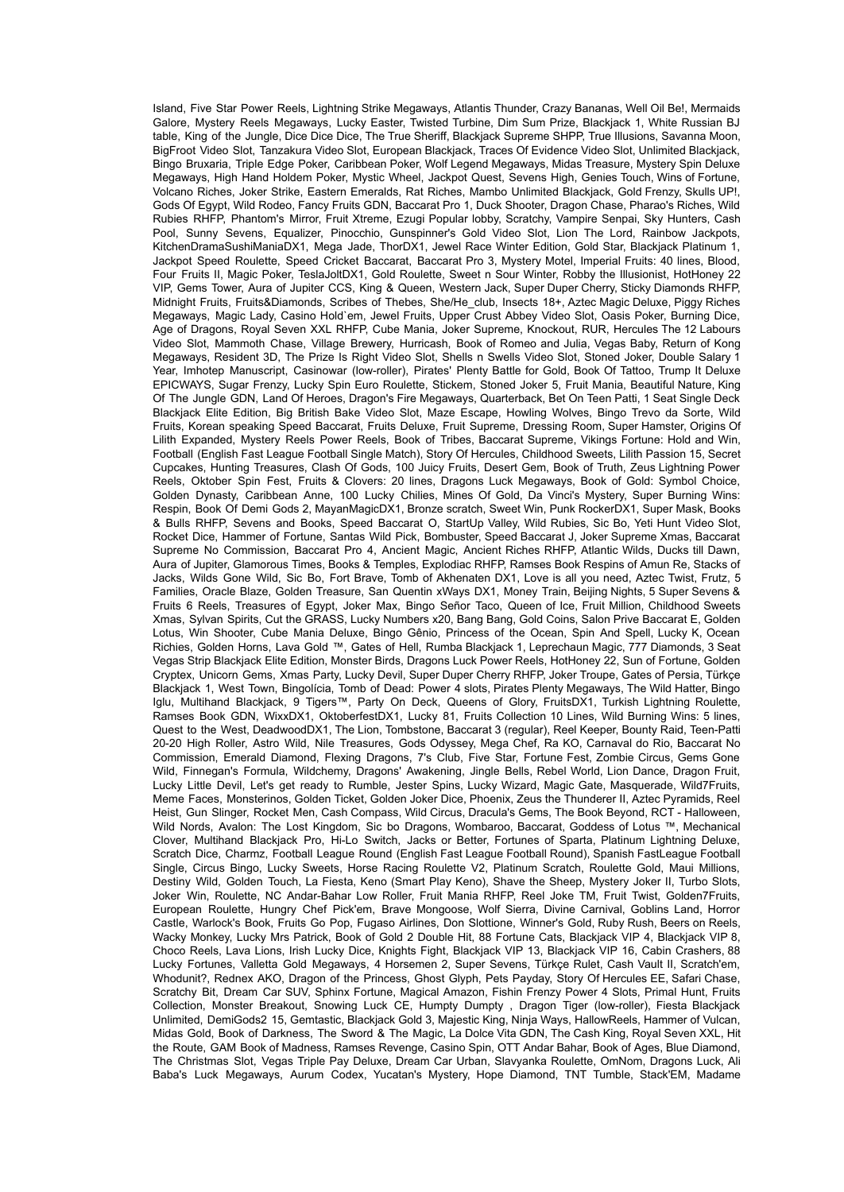Island, Five Star Power Reels, Lightning Strike Megaways, Atlantis Thunder, Crazy Bananas, Well Oil Be!, Mermaids Galore, Mystery Reels Megaways, Lucky Easter, Twisted Turbine, Dim Sum Prize, Blackjack 1, White Russian BJ table, King of the Jungle, Dice Dice Dice, The True Sheriff, Blackjack Supreme SHPP, True Illusions, Savanna Moon, BigFroot Video Slot, Tanzakura Video Slot, European Blackjack, Traces Of Evidence Video Slot, Unlimited Blackjack, Bingo Bruxaria, Triple Edge Poker, Caribbean Poker, Wolf Legend Megaways, Midas Treasure, Mystery Spin Deluxe Megaways, High Hand Holdem Poker, Mystic Wheel, Jackpot Quest, Sevens High, Genies Touch, Wins of Fortune, Volcano Riches, Joker Strike, Eastern Emeralds, Rat Riches, Mambo Unlimited Blackjack, Gold Frenzy, Skulls UP!, Gods Of Egypt, Wild Rodeo, Fancy Fruits GDN, Baccarat Pro 1, Duck Shooter, Dragon Chase, Pharao's Riches, Wild Rubies RHFP, Phantom's Mirror, Fruit Xtreme, Ezugi Popular lobby, Scratchy, Vampire Senpai, Sky Hunters, Cash Pool, Sunny Sevens, Equalizer, Pinocchio, Gunspinner's Gold Video Slot, Lion The Lord, Rainbow Jackpots, KitchenDramaSushiManiaDX1, Mega Jade, ThorDX1, Jewel Race Winter Edition, Gold Star, Blackjack Platinum 1, Jackpot Speed Roulette, Speed Cricket Baccarat, Baccarat Pro 3, Mystery Motel, Imperial Fruits: 40 lines, Blood, Four Fruits II, Magic Poker, TeslaJoltDX1, Gold Roulette, Sweet n Sour Winter, Robby the Illusionist, HotHoney 22 VIP, Gems Tower, Aura of Jupiter CCS, King & Queen, Western Jack, Super Duper Cherry, Sticky Diamonds RHFP, Midnight Fruits, Fruits&Diamonds, Scribes of Thebes, She/He_club, Insects 18+, Aztec Magic Deluxe, Piggy Riches Megaways, Magic Lady, Casino Hold`em, Jewel Fruits, Upper Crust Abbey Video Slot, Oasis Poker, Burning Dice, Age of Dragons, Royal Seven XXL RHFP, Cube Mania, Joker Supreme, Knockout, RUR, Hercules The 12 Labours Video Slot, Mammoth Chase, Village Brewery, Hurricash, Book of Romeo and Julia, Vegas Baby, Return of Kong Megaways, Resident 3D, The Prize Is Right Video Slot, Shells n Swells Video Slot, Stoned Joker, Double Salary 1 Year, Imhotep Manuscript, Casinowar (low-roller), Pirates' Plenty Battle for Gold, Book Of Tattoo, Trump It Deluxe EPICWAYS, Sugar Frenzy, Lucky Spin Euro Roulette, Stickem, Stoned Joker 5, Fruit Mania, Beautiful Nature, King Of The Jungle GDN, Land Of Heroes, Dragon's Fire Megaways, Quarterback, Bet On Teen Patti, 1 Seat Single Deck Blackjack Elite Edition, Big British Bake Video Slot, Maze Escape, Howling Wolves, Bingo Trevo da Sorte, Wild Fruits, Korean speaking Speed Baccarat, Fruits Deluxe, Fruit Supreme, Dressing Room, Super Hamster, Origins Of Lilith Expanded, Mystery Reels Power Reels, Book of Tribes, Baccarat Supreme, Vikings Fortune: Hold and Win, Football (English Fast League Football Single Match), Story Of Hercules, Childhood Sweets, Lilith Passion 15, Secret Cupcakes, Hunting Treasures, Clash Of Gods, 100 Juicy Fruits, Desert Gem, Book of Truth, Zeus Lightning Power Reels, Oktober Spin Fest, Fruits & Clovers: 20 lines, Dragons Luck Megaways, Book of Gold: Symbol Choice, Golden Dynasty, Caribbean Anne, 100 Lucky Chilies, Mines Of Gold, Da Vinci's Mystery, Super Burning Wins: Respin, Book Of Demi Gods 2, MayanMagicDX1, Bronze scratch, Sweet Win, Punk RockerDX1, Super Mask, Books & Bulls RHFP, Sevens and Books, Speed Baccarat O, StartUp Valley, Wild Rubies, Sic Bo, Yeti Hunt Video Slot, Rocket Dice, Hammer of Fortune, Santas Wild Pick, Bombuster, Speed Baccarat J, Joker Supreme Xmas, Baccarat Supreme No Commission, Baccarat Pro 4, Ancient Magic, Ancient Riches RHFP, Atlantic Wilds, Ducks till Dawn, Aura of Jupiter, Glamorous Times, Books & Temples, Explodiac RHFP, Ramses Book Respins of Amun Re, Stacks of Jacks, Wilds Gone Wild, Sic Bo, Fort Brave, Tomb of Akhenaten DX1, Love is all you need, Aztec Twist, Frutz, 5 Families, Oracle Blaze, Golden Treasure, San Quentin xWays DX1, Money Train, Beijing Nights, 5 Super Sevens & Fruits 6 Reels, Treasures of Egypt, Joker Max, Bingo Señor Taco, Queen of Ice, Fruit Million, Childhood Sweets Xmas, Sylvan Spirits, Cut the GRASS, Lucky Numbers x20, Bang Bang, Gold Coins, Salon Prive Baccarat E, Golden Lotus, Win Shooter, Cube Mania Deluxe, Bingo Gênio, Princess of the Ocean, Spin And Spell, Lucky K, Ocean Richies, Golden Horns, Lava Gold ™, Gates of Hell, Rumba Blackjack 1, Leprechaun Magic, 777 Diamonds, 3 Seat Vegas Strip Blackjack Elite Edition, Monster Birds, Dragons Luck Power Reels, HotHoney 22, Sun of Fortune, Golden Cryptex, Unicorn Gems, Xmas Party, Lucky Devil, Super Duper Cherry RHFP, Joker Troupe, Gates of Persia, Türkçe Blackjack 1, West Town, Bingolícia, Tomb of Dead: Power 4 slots, Pirates Plenty Megaways, The Wild Hatter, Bingo Iglu, Multihand Blackjack, 9 Tigers™, Party On Deck, Queens of Glory, FruitsDX1, Turkish Lightning Roulette, Ramses Book GDN, WixxDX1, OktoberfestDX1, Lucky 81, Fruits Collection 10 Lines, Wild Burning Wins: 5 lines, Quest to the West, DeadwoodDX1, The Lion, Tombstone, Baccarat 3 (regular), Reel Keeper, Bounty Raid, Teen-Patti 20-20 High Roller, Astro Wild, Nile Treasures, Gods Odyssey, Mega Chef, Ra KO, Carnaval do Rio, Baccarat No Commission, Emerald Diamond, Flexing Dragons, 7's Club, Five Star, Fortune Fest, Zombie Circus, Gems Gone Wild, Finnegan's Formula, Wildchemy, Dragons' Awakening, Jingle Bells, Rebel World, Lion Dance, Dragon Fruit, Lucky Little Devil, Let's get ready to Rumble, Jester Spins, Lucky Wizard, Magic Gate, Masquerade, Wild7Fruits, Meme Faces, Monsterinos, Golden Ticket, Golden Joker Dice, Phoenix, Zeus the Thunderer II, Aztec Pyramids, Reel Heist, Gun Slinger, Rocket Men, Cash Compass, Wild Circus, Dracula's Gems, The Book Beyond, RCT - Halloween, Wild Nords, Avalon: The Lost Kingdom, Sic bo Dragons, Wombaroo, Baccarat, Goddess of Lotus ™, Mechanical Clover, Multihand Blackjack Pro, Hi-Lo Switch, Jacks or Better, Fortunes of Sparta, Platinum Lightning Deluxe, Scratch Dice, Charmz, Football League Round (English Fast League Football Round), Spanish FastLeague Football Single, Circus Bingo, Lucky Sweets, Horse Racing Roulette V2, Platinum Scratch, Roulette Gold, Maui Millions, Destiny Wild, Golden Touch, La Fiesta, Keno (Smart Play Keno), Shave the Sheep, Mystery Joker II, Turbo Slots, Joker Win, Roulette, NC Andar-Bahar Low Roller, Fruit Mania RHFP, Reel Joke TM, Fruit Twist, Golden7Fruits, European Roulette, Hungry Chef Pick'em, Brave Mongoose, Wolf Sierra, Divine Carnival, Goblins Land, Horror Castle, Warlock's Book, Fruits Go Pop, Fugaso Airlines, Don Slottione, Winner's Gold, Ruby Rush, Beers on Reels, Wacky Monkey, Lucky Mrs Patrick, Book of Gold 2 Double Hit, 88 Fortune Cats, Blackjack VIP 4, Blackjack VIP 8, Choco Reels, Lava Lions, Irish Lucky Dice, Knights Fight, Blackjack VIP 13, Blackjack VIP 16, Cabin Crashers, 88 Lucky Fortunes, Valletta Gold Megaways, 4 Horsemen 2, Super Sevens, Türkçe Rulet, Cash Vault II, Scratch'em, Whodunit?, Rednex AKO, Dragon of the Princess, Ghost Glyph, Pets Payday, Story Of Hercules EE, Safari Chase, Scratchy Bit, Dream Car SUV, Sphinx Fortune, Magical Amazon, Fishin Frenzy Power 4 Slots, Primal Hunt, Fruits Collection, Monster Breakout, Snowing Luck CE, Humpty Dumpty , Dragon Tiger (low-roller), Fiesta Blackjack Unlimited, DemiGods2 15, Gemtastic, Blackjack Gold 3, Majestic King, Ninja Ways, HallowReels, Hammer of Vulcan, Midas Gold, Book of Darkness, The Sword & The Magic, La Dolce Vita GDN, The Cash King, Royal Seven XXL, Hit the Route, GAM Book of Madness, Ramses Revenge, Casino Spin, OTT Andar Bahar, Book of Ages, Blue Diamond, The Christmas Slot, Vegas Triple Pay Deluxe, Dream Car Urban, Slavyanka Roulette, OmNom, Dragons Luck, Ali Baba's Luck Megaways, Aurum Codex, Yucatan's Mystery, Hope Diamond, TNT Tumble, Stack'EM, Madame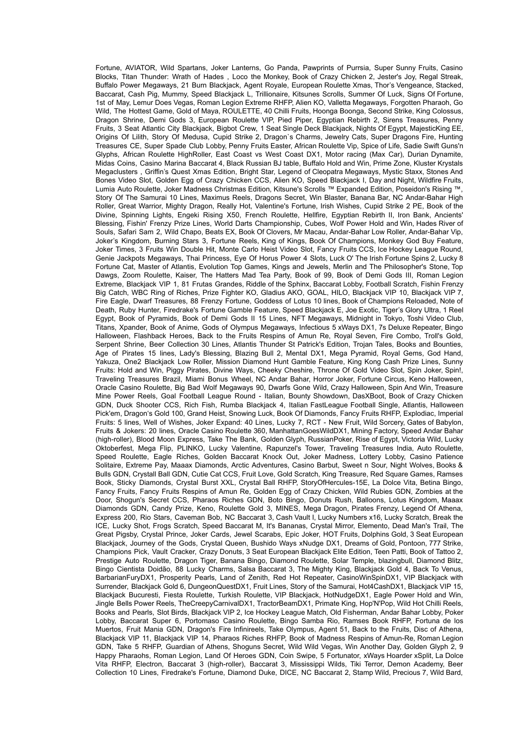Fortune, AVIATOR, Wild Spartans, Joker Lanterns, Go Panda, Pawprints of Purrsia, Super Sunny Fruits, Casino Blocks, Titan Thunder: Wrath of Hades , Loco the Monkey, Book of Crazy Chicken 2, Jester's Joy, Regal Streak, Buffalo Power Megaways, 21 Burn Blackjack, Agent Royale, European Roulette Xmas, Thor's Vengeance, Stacked, Baccarat, Cash Pig, Mummy, Speed Blackjack L, Trillionaire, Kitsunes Scrolls, Summer Of Luck, Signs Of Fortune, 1st of May, Lemur Does Vegas, Roman Legion Extreme RHFP, Alien KO, Valletta Megaways, Forgotten Pharaoh, Go Wild, The Hottest Game, Gold of Maya, ROULETTE, 40 Chilli Fruits, Hoonga Boonga, Second Strike, King Colossus, Dragon Shrine, Demi Gods 3, European Roulette VIP, Pied Piper, Egyptian Rebirth 2, Sirens Treasures, Penny Fruits, 3 Seat Atlantic City Blackjack, Bigbot Crew, 1 Seat Single Deck Blackjack, Nights Of Egypt, MajesticKing EE, Origins Of Lilith, Story Of Medusa, Cupid Strike 2, Dragon`s Charms, Jewelry Cats, Super Dragons Fire, Hunting Treasures CE, Super Spade Club Lobby, Penny Fruits Easter, African Roulette Vip, Spice of Life, Sadie Swift Guns'n Glyphs, African Roulette HighRoller, East Coast vs West Coast DX1, Motor racing (Max Car), Durian Dynamite, Midas Coins, Casino Marina Baccarat 4, Black Russian BJ table, Buffalo Hold and Win, Prime Zone, Kluster Krystals Megaclusters , Griffin's Quest Xmas Edition, Bright Star, Legend of Cleopatra Megaways, Mystic Staxx, Stones And Bones Video Slot, Golden Egg of Crazy Chicken CCS, Alien KO, Speed Blackjack I, Day and Night, Wildfire Fruits, Lumia Auto Roulette, Joker Madness Christmas Edition, Kitsune's Scrolls ™ Expanded Edition, Poseidon's Rising ™, Story Of The Samurai 10 Lines, Maximus Reels, Dragons Secret, Win Blaster, Banana Bar, NC Andar-Bahar High Roller, Great Warrior, Mighty Dragon, Really Hot, Valentine's Fortune, Irish Wishes, Cupid Strike 2 PE, Book of the Divine, Spinning Lights, Engeki Rising X50, French Roulette, Hellfire, Egyptian Rebirth II, Iron Bank, Ancients' Blessing, Fishin' Frenzy Prize Lines, World Darts Championship, Cubes, Wolf Power Hold and Win, Hades River of Souls, Safari Sam 2, Wild Chapo, Beats EX, Book Of Clovers, Mr Macau, Andar-Bahar Low Roller, Andar-Bahar Vip, Joker's Kingdom, Burning Stars 3, Fortune Reels, King of Kings, Book Of Champions, Monkey God Buy Feature, Joker Times, 3 Fruits Win Double Hit, Monte Carlo Heist Video Slot, Fancy Fruits CCS, Ice Hockey League Round, Genie Jackpots Megaways, Thai Princess, Eye Of Horus Power 4 Slots, Luck O' The Irish Fortune Spins 2, Lucky 8 Fortune Cat, Master of Atlantis, Evolution Top Games, Kings and Jewels, Merlin and The Philosopher's Stone, Top Dawgs, Zoom Roulette, Kaiser, The Hatters Mad Tea Party, Book of 99, Book of Demi Gods III, Roman Legion Extreme, Blackjack VIP 1, 81 Frutas Grandes, Riddle of the Sphinx, Baccarat Lobby, Football Scratch, Fishin Frenzy Big Catch, WBC Ring of Riches, Prize Fighter KO, Gladius AKO, GOAL, HILO, Blackjack VIP 10, Blackjack VIP 7, Fire Eagle, Dwarf Treasures, 88 Frenzy Fortune, Goddess of Lotus 10 lines, Book of Champions Reloaded, Note of Death, Ruby Hunter, Firedrake's Fortune Gamble Feature, Speed Blackjack E, Joe Exotic, Tiger's Glory Ultra, 1 Reel Egypt, Book of Pyramids, Book of Demi Gods II 15 Lines, NFT Megaways, Midnight in Tokyo, Toshi Video Club, Titans, Xpander, Book of Anime, Gods of Olympus Megaways, Infectious 5 xWays DX1, 7s Deluxe Repeater, Bingo Halloween, Flashback Heroes, Back to the Fruits Respins of Amun Re, Royal Seven, Fire Combo, Troll's Gold, Serpent Shrine, Beer Collection 30 Lines, Atlantis Thunder St Patrick's Edition, Trojan Tales, Books and Bounties, Age of Pirates 15 lines, Lady's Blessing, Blazing Bull 2, Mental DX1, Mega Pyramid, Royal Gems, God Hand, Yakuza, One2 Blackjack Low Roller, Mission Diamond Hunt Gamble Feature, King Kong Cash Prize Lines, Sunny Fruits: Hold and Win, Piggy Pirates, Divine Ways, Cheeky Cheshire, Throne Of Gold Video Slot, Spin Joker, Spin!, Traveling Treasures Brazil, Miami Bonus Wheel, NC Andar Bahar, Horror Joker, Fortune Circus, Keno Halloween, Oracle Casino Roulette, Big Bad Wolf Megaways 90, Dwarfs Gone Wild, Crazy Halloween, Spin And Win, Treasure Mine Power Reels, Goal Football League Round - Italian, Bounty Showdown, DasXBoot, Book of Crazy Chicken GDN, Duck Shooter CCS, Rich Fish, Rumba Blackjack 4, Italian FastLeague Football Single, Atlantis, Halloween Pick'em, Dragon's Gold 100, Grand Heist, Snowing Luck, Book Of Diamonds, Fancy Fruits RHFP, Explodiac, Imperial Fruits: 5 lines, Well of Wishes, Joker Expand: 40 Lines, Lucky 7, RCT - New Fruit, Wild Sorcery, Gates of Babylon, Fruits & Jokers: 20 lines, Oracle Casino Roulette 360, ManhattanGoesWildDX1, Mining Factory, Speed Andar Bahar (high-roller), Blood Moon Express, Take The Bank, Golden Glyph, RussianPoker, Rise of Egypt, Victoria Wild, Lucky Oktoberfest, Mega Flip, PLINKO, Lucky Valentine, Rapunzel's Tower, Traveling Treasures India, Auto Roulette, Speed Roulette, Eagle Riches, Golden Baccarat Knock Out, Joker Madness, Lottery Lobby, Casino Patience Solitaire, Extreme Pay, Maaax Diamonds, Arctic Adventures, Casino Barbut, Sweet n Sour, Night Wolves, Books & Bulls GDN, Crystall Ball GDN, Cutie Cat CCS, Fruit Love, Gold Scratch, King Treasure, Red Square Games, Ramses Book, Sticky Diamonds, Crystal Burst XXL, Crystal Ball RHFP, StoryOfHercules-15E, La Dolce Vita, Betina Bingo, Fancy Fruits, Fancy Fruits Respins of Amun Re, Golden Egg of Crazy Chicken, Wild Rubies GDN, Zombies at the Door, Shogun's Secret CCS, Pharaos Riches GDN, Boto Bingo, Donuts Rush, Balloons, Lotus Kingdom, Maaax Diamonds GDN, Candy Prize, Keno, Roulette Gold 3, MINES, Mega Dragon, Pirates Frenzy, Legend Of Athena, Express 200, Rio Stars, Caveman Bob, NC Baccarat 3, Cash Vault I, Lucky Numbers x16, Lucky Scratch, Break the ICE, Lucky Shot, Frogs Scratch, Speed Baccarat M, It's Bananas, Crystal Mirror, Elemento, Dead Man's Trail, The Great Pigsby, Crystal Prince, Joker Cards, Jewel Scarabs, Epic Joker, HOT Fruits, Dolphins Gold, 3 Seat European Blackjack, Journey of the Gods, Crystal Queen, Bushido Ways xNudge DX1, Dreams of Gold, Pontoon, 777 Strike, Champions Pick, Vault Cracker, Crazy Donuts, 3 Seat European Blackjack Elite Edition, Teen Patti, Book of Tattoo 2, Prestige Auto Roulette, Dragon Tiger, Banana Bingo, Diamond Roulette, Solar Temple, blazingbull, Diamond Blitz, Bingo Cientista Doidão, 88 Lucky Charms, Salsa Baccarat 3, The Mighty King, Blackjack Gold 4, Back To Venus, BarbarianFuryDX1, Prosperity Pearls, Land of Zenith, Red Hot Repeater, CasinoWinSpinDX1, VIP Blackjack with Surrender, Blackjack Gold 6, DungeonQuestDX1, Fruit Lines, Story of the Samurai, Hot4CashDX1, Blackjack VIP 15, Blackjack Bucuresti, Fiesta Roulette, Turkish Roulette, VIP Blackjack, HotNudgeDX1, Eagle Power Hold and Win, Jingle Bells Power Reels, TheCreepyCarnivalDX1, TractorBeamDX1, Primate King, Hop'N'Pop, Wild Hot Chilli Reels, Books and Pearls, Slot Birds, Blackjack VIP 2, Ice Hockey League Match, Old Fisherman, Andar Bahar Lobby, Poker Lobby, Baccarat Super 6, Portomaso Casino Roulette, Bingo Samba Rio, Ramses Book RHFP, Fortuna de los Muertos, Fruit Mania GDN, Dragon's Fire Infinireels, Take Olympus, Agent 51, Back to the Fruits, Disc of Athena, Blackjack VIP 11, Blackjack VIP 14, Pharaos Riches RHFP, Book of Madness Respins of Amun-Re, Roman Legion GDN, Take 5 RHFP, Guardian of Athens, Shoguns Secret, Wild Wild Vegas, Win Another Day, Golden Glyph 2, 9 Happy Pharaohs, Roman Legion, Land Of Heroes GDN, Coin Swipe, 5 Fortunator, xWays Hoarder xSplit, La Dolce Vita RHFP, Electron, Baccarat 3 (high-roller), Baccarat 3, Mississippi Wilds, Tiki Terror, Demon Academy, Beer Collection 10 Lines, Firedrake's Fortune, Diamond Duke, DICE, NC Baccarat 2, Stamp Wild, Precious 7, Wild Bard,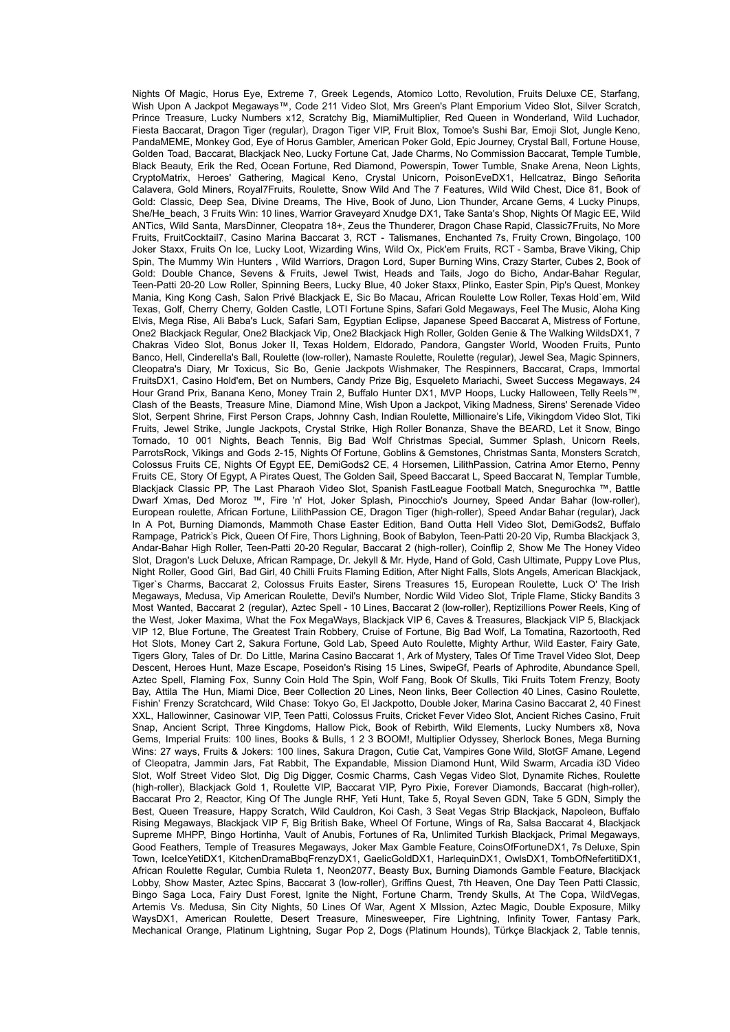Nights Of Magic, Horus Eye, Extreme 7, Greek Legends, Atomico Lotto, Revolution, Fruits Deluxe CE, Starfang, Wish Upon A Jackpot Megaways™, Code 211 Video Slot, Mrs Green's Plant Emporium Video Slot, Silver Scratch, Prince Treasure, Lucky Numbers x12, Scratchy Big, MiamiMultiplier, Red Queen in Wonderland, Wild Luchador, Fiesta Baccarat, Dragon Tiger (regular), Dragon Tiger VIP, Fruit Blox, Tomoe's Sushi Bar, Emoji Slot, Jungle Keno, PandaMEME, Monkey God, Eye of Horus Gambler, American Poker Gold, Epic Journey, Crystal Ball, Fortune House, Golden Toad, Baccarat, Blackjack Neo, Lucky Fortune Cat, Jade Charms, No Commission Baccarat, Temple Tumble, Black Beauty, Erik the Red, Ocean Fortune, Red Diamond, Powerspin, Tower Tumble, Snake Arena, Neon Lights, CryptoMatrix, Heroes' Gathering, Magical Keno, Crystal Unicorn, PoisonEveDX1, Hellcatraz, Bingo Señorita Calavera, Gold Miners, Royal7Fruits, Roulette, Snow Wild And The 7 Features, Wild Wild Chest, Dice 81, Book of Gold: Classic, Deep Sea, Divine Dreams, The Hive, Book of Juno, Lion Thunder, Arcane Gems, 4 Lucky Pinups, She/He_beach, 3 Fruits Win: 10 lines, Warrior Graveyard Xnudge DX1, Take Santa's Shop, Nights Of Magic EE, Wild ANTics, Wild Santa, MarsDinner, Cleopatra 18+, Zeus the Thunderer, Dragon Chase Rapid, Classic7Fruits, No More Fruits, FruitCocktail7, Casino Marina Baccarat 3, RCT - Talismanes, Enchanted 7s, Fruity Crown, Bingolaço, 100 Joker Staxx, Fruits On Ice, Lucky Loot, Wizarding Wins, Wild Ox, Pick'em Fruits, RCT - Samba, Brave Viking, Chip Spin, The Mummy Win Hunters , Wild Warriors, Dragon Lord, Super Burning Wins, Crazy Starter, Cubes 2, Book of Gold: Double Chance, Sevens & Fruits, Jewel Twist, Heads and Tails, Jogo do Bicho, Andar-Bahar Regular, Teen-Patti 20-20 Low Roller, Spinning Beers, Lucky Blue, 40 Joker Staxx, Plinko, Easter Spin, Pip's Quest, Monkey Mania, King Kong Cash, Salon Privé Blackjack E, Sic Bo Macau, African Roulette Low Roller, Texas Hold`em, Wild Texas, Golf, Cherry Cherry, Golden Castle, LOTI Fortune Spins, Safari Gold Megaways, Feel The Music, Aloha King Elvis, Mega Rise, Ali Baba's Luck, Safari Sam, Egyptian Eclipse, Japanese Speed Baccarat A, Mistress of Fortune, One2 Blackjack Regular, One2 Blackjack Vip, One2 Blackjack High Roller, Golden Genie & The Walking WildsDX1, 7 Chakras Video Slot, Bonus Joker II, Texas Holdem, Eldorado, Pandora, Gangster World, Wooden Fruits, Punto Banco, Hell, Cinderella's Ball, Roulette (low-roller), Namaste Roulette, Roulette (regular), Jewel Sea, Magic Spinners, Cleopatra's Diary, Mr Toxicus, Sic Bo, Genie Jackpots Wishmaker, The Respinners, Baccarat, Craps, Immortal FruitsDX1, Casino Hold'em, Bet on Numbers, Candy Prize Big, Esqueleto Mariachi, Sweet Success Megaways, 24 Hour Grand Prix, Banana Keno, Money Train 2, Buffalo Hunter DX1, MVP Hoops, Lucky Halloween, Telly Reels™, Clash of the Beasts, Treasure Mine, Diamond Mine, Wish Upon a Jackpot, Viking Madness, Sirens' Serenade Video Slot, Serpent Shrine, First Person Craps, Johnny Cash, Indian Roulette, Millionaire's Life, Vikingdom Video Slot, Tiki Fruits, Jewel Strike, Jungle Jackpots, Crystal Strike, High Roller Bonanza, Shave the BEARD, Let it Snow, Bingo Tornado, 10 001 Nights, Beach Tennis, Big Bad Wolf Christmas Special, Summer Splash, Unicorn Reels, ParrotsRock, Vikings and Gods 2-15, Nights Of Fortune, Goblins & Gemstones, Christmas Santa, Monsters Scratch, Colossus Fruits CE, Nights Of Egypt EE, DemiGods2 CE, 4 Horsemen, LilithPassion, Catrina Amor Eterno, Penny Fruits CE, Story Of Egypt, A Pirates Quest, The Golden Sail, Speed Baccarat L, Speed Baccarat N, Templar Tumble, Blackjack Classic PP, The Last Pharaoh Video Slot, Spanish FastLeague Football Match, Snegurochka ™, Battle Dwarf Xmas, Ded Moroz ™, Fire 'n' Hot, Joker Splash, Pinocchio's Journey, Speed Andar Bahar (low-roller), European roulette, African Fortune, LilithPassion CE, Dragon Tiger (high-roller), Speed Andar Bahar (regular), Jack In A Pot, Burning Diamonds, Mammoth Chase Easter Edition, Band Outta Hell Video Slot, DemiGods2, Buffalo Rampage, Patrick's Pick, Queen Of Fire, Thors Lighning, Book of Babylon, Teen-Patti 20-20 Vip, Rumba Blackjack 3, Andar-Bahar High Roller, Teen-Patti 20-20 Regular, Baccarat 2 (high-roller), Coinflip 2, Show Me The Honey Video Slot, Dragon's Luck Deluxe, African Rampage, Dr. Jekyll & Mr. Hyde, Hand of Gold, Cash Ultimate, Puppy Love Plus, Night Roller, Good Girl, Bad Girl, 40 Chilli Fruits Flaming Edition, After Night Falls, Slots Angels, American Blackjack, Tiger`s Charms, Baccarat 2, Colossus Fruits Easter, Sirens Treasures 15, European Roulette, Luck O' The Irish Megaways, Medusa, Vip American Roulette, Devil's Number, Nordic Wild Video Slot, Triple Flame, Sticky Bandits 3 Most Wanted, Baccarat 2 (regular), Aztec Spell - 10 Lines, Baccarat 2 (low-roller), Reptizillions Power Reels, King of the West, Joker Maxima, What the Fox MegaWays, Blackjack VIP 6, Caves & Treasures, Blackjack VIP 5, Blackjack VIP 12, Blue Fortune, The Greatest Train Robbery, Cruise of Fortune, Big Bad Wolf, La Tomatina, Razortooth, Red Hot Slots, Money Cart 2, Sakura Fortune, Gold Lab, Speed Auto Roulette, Mighty Arthur, Wild Easter, Fairy Gate, Tigers Glory, Tales of Dr. Do Little, Marina Casino Baccarat 1, Ark of Mystery, Tales Of Time Travel Video Slot, Deep Descent, Heroes Hunt, Maze Escape, Poseidon's Rising 15 Lines, SwipeGf, Pearls of Aphrodite, Abundance Spell, Aztec Spell, Flaming Fox, Sunny Coin Hold The Spin, Wolf Fang, Book Of Skulls, Tiki Fruits Totem Frenzy, Booty Bay, Attila The Hun, Miami Dice, Beer Collection 20 Lines, Neon links, Beer Collection 40 Lines, Casino Roulette, Fishin' Frenzy Scratchcard, Wild Chase: Tokyo Go, El Jackpotto, Double Joker, Marina Casino Baccarat 2, 40 Finest XXL, Hallowinner, Casinowar VIP, Teen Patti, Colossus Fruits, Cricket Fever Video Slot, Ancient Riches Casino, Fruit Snap, Ancient Script, Three Kingdoms, Hallow Pick, Book of Rebirth, Wild Elements, Lucky Numbers x8, Nova Gems, Imperial Fruits: 100 lines, Books & Bulls, 1 2 3 BOOM!, Multiplier Odyssey, Sherlock Bones, Mega Burning Wins: 27 ways, Fruits & Jokers: 100 lines, Sakura Dragon, Cutie Cat, Vampires Gone Wild, SlotGF Amane, Legend of Cleopatra, Jammin Jars, Fat Rabbit, The Expandable, Mission Diamond Hunt, Wild Swarm, Arcadia i3D Video Slot, Wolf Street Video Slot, Dig Dig Digger, Cosmic Charms, Cash Vegas Video Slot, Dynamite Riches, Roulette (high-roller), Blackjack Gold 1, Roulette VIP, Baccarat VIP, Pyro Pixie, Forever Diamonds, Baccarat (high-roller), Baccarat Pro 2, Reactor, King Of The Jungle RHF, Yeti Hunt, Take 5, Royal Seven GDN, Take 5 GDN, Simply the Best, Queen Treasure, Happy Scratch, Wild Cauldron, Koi Cash, 3 Seat Vegas Strip Blackjack, Napoleon, Buffalo Rising Megaways, Blackjack VIP F, Big British Bake, Wheel Of Fortune, Wings of Ra, Salsa Baccarat 4, Blackjack Supreme MHPP, Bingo Hortinha, Vault of Anubis, Fortunes of Ra, Unlimited Turkish Blackjack, Primal Megaways, Good Feathers, Temple of Treasures Megaways, Joker Max Gamble Feature, CoinsOfFortuneDX1, 7s Deluxe, Spin Town, IceIceYetiDX1, KitchenDramaBbqFrenzyDX1, GaelicGoldDX1, HarlequinDX1, OwlsDX1, TombOfNefertitiDX1, African Roulette Regular, Cumbia Ruleta 1, Neon2077, Beasty Bux, Burning Diamonds Gamble Feature, Blackjack Lobby, Show Master, Aztec Spins, Baccarat 3 (low-roller), Griffins Quest, 7th Heaven, One Day Teen Patti Classic, Bingo Saga Loca, Fairy Dust Forest, Ignite the Night, Fortune Charm, Trendy Skulls, At The Copa, WildVegas, Artemis Vs. Medusa, Sin City Nights, 50 Lines Of War, Agent X MIssion, Aztec Magic, Double Exposure, Milky WaysDX1, American Roulette, Desert Treasure, Minesweeper, Fire Lightning, Infinity Tower, Fantasy Park, Mechanical Orange, Platinum Lightning, Sugar Pop 2, Dogs (Platinum Hounds), Türkçe Blackjack 2, Table tennis,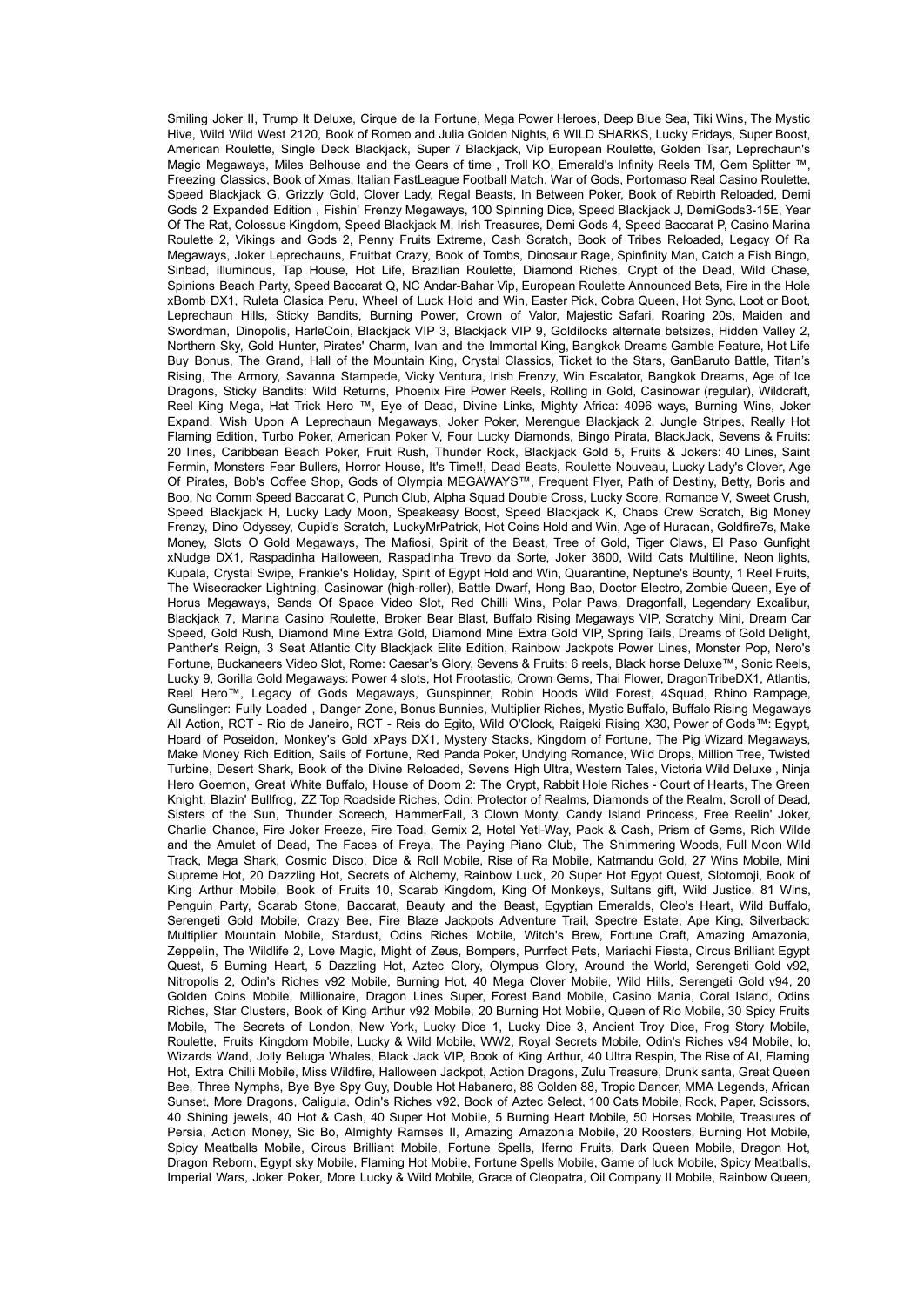Smiling Joker II, Trump It Deluxe, Cirque de la Fortune, Mega Power Heroes, Deep Blue Sea, Tiki Wins, The Mystic Hive, Wild Wild West 2120, Book of Romeo and Julia Golden Nights, 6 WILD SHARKS, Lucky Fridays, Super Boost, American Roulette, Single Deck Blackjack, Super 7 Blackjack, Vip European Roulette, Golden Tsar, Leprechaun's Magic Megaways, Miles Belhouse and the Gears of time , Troll KO, Emerald's Infinity Reels TM, Gem Splitter ™, Freezing Classics, Book of Xmas, Italian FastLeague Football Match, War of Gods, Portomaso Real Casino Roulette, Speed Blackjack G, Grizzly Gold, Clover Lady, Regal Beasts, In Between Poker, Book of Rebirth Reloaded, Demi Gods 2 Expanded Edition , Fishin' Frenzy Megaways, 100 Spinning Dice, Speed Blackjack J, DemiGods3-15E, Year Of The Rat, Colossus Kingdom, Speed Blackjack M, Irish Treasures, Demi Gods 4, Speed Baccarat P, Casino Marina Roulette 2, Vikings and Gods 2, Penny Fruits Extreme, Cash Scratch, Book of Tribes Reloaded, Legacy Of Ra Megaways, Joker Leprechauns, Fruitbat Crazy, Book of Tombs, Dinosaur Rage, Spinfinity Man, Catch a Fish Bingo, Sinbad, Illuminous, Tap House, Hot Life, Brazilian Roulette, Diamond Riches, Crypt of the Dead, Wild Chase, Spinions Beach Party, Speed Baccarat Q, NC Andar-Bahar Vip, European Roulette Announced Bets, Fire in the Hole xBomb DX1, Ruleta Clasica Peru, Wheel of Luck Hold and Win, Easter Pick, Cobra Queen, Hot Sync, Loot or Boot, Leprechaun Hills, Sticky Bandits, Burning Power, Crown of Valor, Majestic Safari, Roaring 20s, Maiden and Swordman, Dinopolis, HarleCoin, Blackjack VIP 3, Blackjack VIP 9, Goldilocks alternate betsizes, Hidden Valley 2, Northern Sky, Gold Hunter, Pirates' Charm, Ivan and the Immortal King, Bangkok Dreams Gamble Feature, Hot Life Buy Bonus, The Grand, Hall of the Mountain King, Crystal Classics, Ticket to the Stars, GanBaruto Battle, Titan's Rising, The Armory, Savanna Stampede, Vicky Ventura, Irish Frenzy, Win Escalator, Bangkok Dreams, Age of Ice Dragons, Sticky Bandits: Wild Returns, Phoenix Fire Power Reels, Rolling in Gold, Casinowar (regular), Wildcraft, Reel King Mega, Hat Trick Hero ™, Eye of Dead, Divine Links, Mighty Africa: 4096 ways, Burning Wins, Joker Expand, Wish Upon A Leprechaun Megaways, Joker Poker, Merengue Blackjack 2, Jungle Stripes, Really Hot Flaming Edition, Turbo Poker, American Poker V, Four Lucky Diamonds, Bingo Pirata, BlackJack, Sevens & Fruits: 20 lines, Caribbean Beach Poker, Fruit Rush, Thunder Rock, Blackjack Gold 5, Fruits & Jokers: 40 Lines, Saint Fermin, Monsters Fear Bullers, Horror House, It's Time!!, Dead Beats, Roulette Nouveau, Lucky Lady's Clover, Age Of Pirates, Bob's Coffee Shop, Gods of Olympia MEGAWAYS™, Frequent Flyer, Path of Destiny, Betty, Boris and Boo, No Comm Speed Baccarat C, Punch Club, Alpha Squad Double Cross, Lucky Score, Romance V, Sweet Crush, Speed Blackjack H, Lucky Lady Moon, Speakeasy Boost, Speed Blackjack K, Chaos Crew Scratch, Big Money Frenzy, Dino Odyssey, Cupid's Scratch, LuckyMrPatrick, Hot Coins Hold and Win, Age of Huracan, Goldfire7s, Make Money, Slots O Gold Megaways, The Mafiosi, Spirit of the Beast, Tree of Gold, Tiger Claws, El Paso Gunfight xNudge DX1, Raspadinha Halloween, Raspadinha Trevo da Sorte, Joker 3600, Wild Cats Multiline, Neon lights, Kupala, Crystal Swipe, Frankie's Holiday, Spirit of Egypt Hold and Win, Quarantine, Neptune's Bounty, 1 Reel Fruits, The Wisecracker Lightning, Casinowar (high-roller), Battle Dwarf, Hong Bao, Doctor Electro, Zombie Queen, Eye of Horus Megaways, Sands Of Space Video Slot, Red Chilli Wins, Polar Paws, Dragonfall, Legendary Excalibur, Blackjack 7, Marina Casino Roulette, Broker Bear Blast, Buffalo Rising Megaways VIP, Scratchy Mini, Dream Car Speed, Gold Rush, Diamond Mine Extra Gold, Diamond Mine Extra Gold VIP, Spring Tails, Dreams of Gold Delight, Panther's Reign, 3 Seat Atlantic City Blackjack Elite Edition, Rainbow Jackpots Power Lines, Monster Pop, Nero's Fortune, Buckaneers Video Slot, Rome: Caesar's Glory, Sevens & Fruits: 6 reels, Black horse Deluxe™, Sonic Reels, Lucky 9, Gorilla Gold Megaways: Power 4 slots, Hot Frootastic, Crown Gems, Thai Flower, DragonTribeDX1, Atlantis, Reel Hero™, Legacy of Gods Megaways, Gunspinner, Robin Hoods Wild Forest, 4Squad, Rhino Rampage, Gunslinger: Fully Loaded , Danger Zone, Bonus Bunnies, Multiplier Riches, Mystic Buffalo, Buffalo Rising Megaways All Action, RCT - Rio de Janeiro, RCT - Reis do Egito, Wild O'Clock, Raigeki Rising X30, Power of Gods™: Egypt, Hoard of Poseidon, Monkey's Gold xPays DX1, Mystery Stacks, Kingdom of Fortune, The Pig Wizard Megaways, Make Money Rich Edition, Sails of Fortune, Red Panda Poker, Undying Romance, Wild Drops, Million Tree, Twisted Turbine, Desert Shark, Book of the Divine Reloaded, Sevens High Ultra, Western Tales, Victoria Wild Deluxe , Ninja Hero Goemon, Great White Buffalo, House of Doom 2: The Crypt, Rabbit Hole Riches - Court of Hearts, The Green Knight, Blazin' Bullfrog, ZZ Top Roadside Riches, Odin: Protector of Realms, Diamonds of the Realm, Scroll of Dead, Sisters of the Sun, Thunder Screech, HammerFall, 3 Clown Monty, Candy Island Princess, Free Reelin' Joker, Charlie Chance, Fire Joker Freeze, Fire Toad, Gemix 2, Hotel Yeti-Way, Pack & Cash, Prism of Gems, Rich Wilde and the Amulet of Dead, The Faces of Freya, The Paying Piano Club, The Shimmering Woods, Full Moon Wild Track, Mega Shark, Cosmic Disco, Dice & Roll Mobile, Rise of Ra Mobile, Katmandu Gold, 27 Wins Mobile, Mini Supreme Hot, 20 Dazzling Hot, Secrets of Alchemy, Rainbow Luck, 20 Super Hot Egypt Quest, Slotomoji, Book of King Arthur Mobile, Book of Fruits 10, Scarab Kingdom, King Of Monkeys, Sultans gift, Wild Justice, 81 Wins, Penguin Party, Scarab Stone, Baccarat, Beauty and the Beast, Egyptian Emeralds, Cleo's Heart, Wild Buffalo, Serengeti Gold Mobile, Crazy Bee, Fire Blaze Jackpots Adventure Trail, Spectre Estate, Ape King, Silverback: Multiplier Mountain Mobile, Stardust, Odins Riches Mobile, Witch's Brew, Fortune Craft, Amazing Amazonia, Zeppelin, The Wildlife 2, Love Magic, Might of Zeus, Bompers, Purrfect Pets, Mariachi Fiesta, Circus Brilliant Egypt Quest, 5 Burning Heart, 5 Dazzling Hot, Aztec Glory, Olympus Glory, Around the World, Serengeti Gold v92, Nitropolis 2, Odin's Riches v92 Mobile, Burning Hot, 40 Mega Clover Mobile, Wild Hills, Serengeti Gold v94, 20 Golden Coins Mobile, Millionaire, Dragon Lines Super, Forest Band Mobile, Casino Mania, Coral Island, Odins Riches, Star Clusters, Book of King Arthur v92 Mobile, 20 Burning Hot Mobile, Queen of Rio Mobile, 30 Spicy Fruits Mobile, The Secrets of London, New York, Lucky Dice 1, Lucky Dice 3, Ancient Troy Dice, Frog Story Mobile, Roulette, Fruits Kingdom Mobile, Lucky & Wild Mobile, WW2, Royal Secrets Mobile, Odin's Riches v94 Mobile, Io, Wizards Wand, Jolly Beluga Whales, Black Jack VIP, Book of King Arthur, 40 Ultra Respin, The Rise of AI, Flaming Hot, Extra Chilli Mobile, Miss Wildfire, Halloween Jackpot, Action Dragons, Zulu Treasure, Drunk santa, Great Queen Bee, Three Nymphs, Bye Bye Spy Guy, Double Hot Habanero, 88 Golden 88, Tropic Dancer, MMA Legends, African Sunset, More Dragons, Caligula, Odin's Riches v92, Book of Aztec Select, 100 Cats Mobile, Rock, Paper, Scissors, 40 Shining jewels, 40 Hot & Cash, 40 Super Hot Mobile, 5 Burning Heart Mobile, 50 Horses Mobile, Treasures of Persia, Action Money, Sic Bo, Almighty Ramses II, Amazing Amazonia Mobile, 20 Roosters, Burning Hot Mobile, Spicy Meatballs Mobile, Circus Brilliant Mobile, Fortune Spells, Iferno Fruits, Dark Queen Mobile, Dragon Hot, Dragon Reborn, Egypt sky Mobile, Flaming Hot Mobile, Fortune Spells Mobile, Game of luck Mobile, Spicy Meatballs, Imperial Wars, Joker Poker, More Lucky & Wild Mobile, Grace of Cleopatra, Oil Company II Mobile, Rainbow Queen,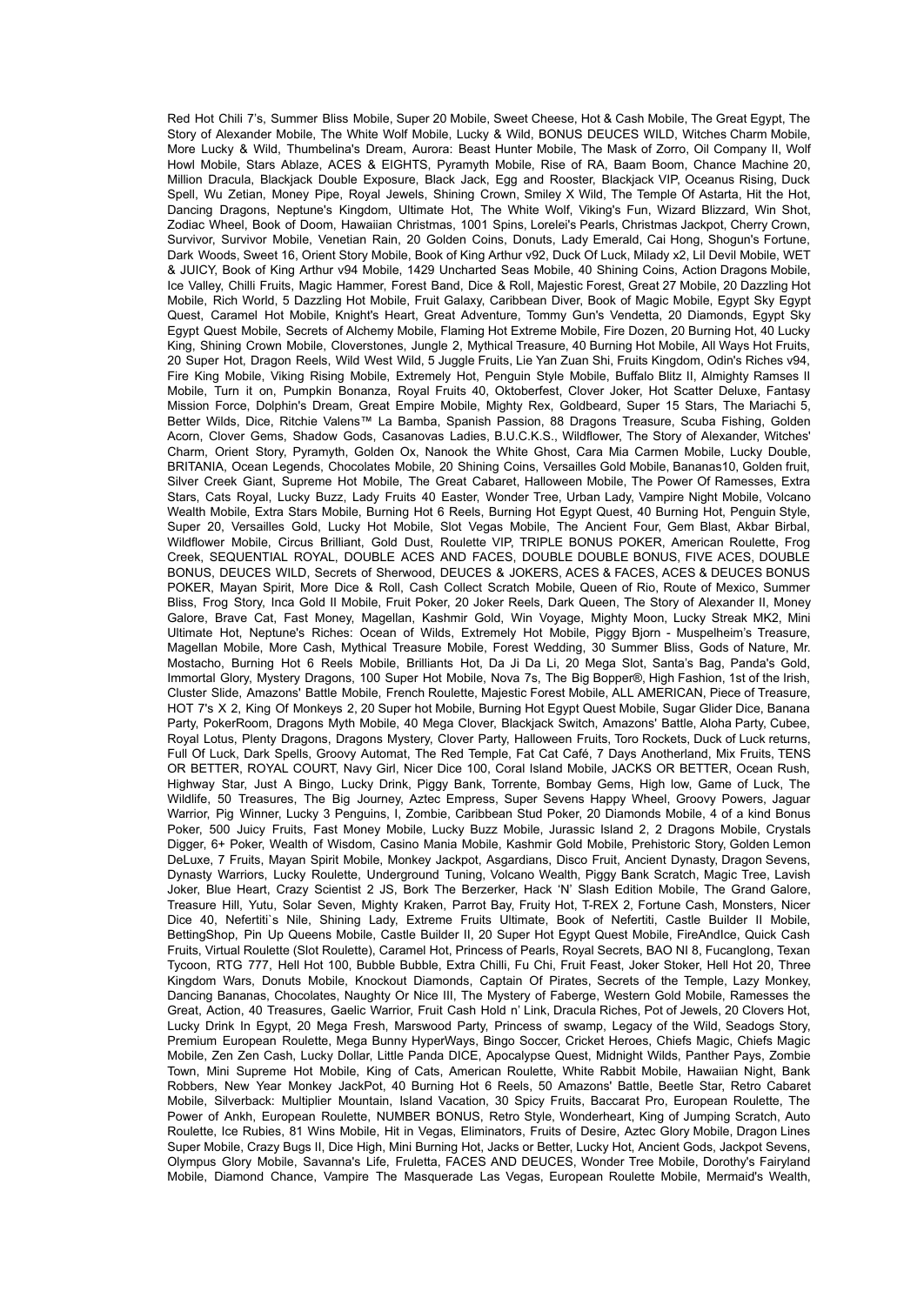Red Hot Chili 7's, Summer Bliss Mobile, Super 20 Mobile, Sweet Cheese, Hot & Cash Mobile, The Great Egypt, The Story of Alexander Mobile, The White Wolf Mobile, Lucky & Wild, BONUS DEUCES WILD, Witches Charm Mobile, More Lucky & Wild, Thumbelina's Dream, Aurora: Beast Hunter Mobile, The Mask of Zorro, Oil Company II, Wolf Howl Mobile, Stars Ablaze, ACES & EIGHTS, Pyramyth Mobile, Rise of RA, Baam Boom, Chance Machine 20, Million Dracula, Blackjack Double Exposure, Black Jack, Egg and Rooster, Blackjack VIP, Oceanus Rising, Duck Spell, Wu Zetian, Money Pipe, Royal Jewels, Shining Crown, Smiley X Wild, The Temple Of Astarta, Hit the Hot, Dancing Dragons, Neptune's Kingdom, Ultimate Hot, The White Wolf, Viking's Fun, Wizard Blizzard, Win Shot, Zodiac Wheel, Book of Doom, Hawaiian Christmas, 1001 Spins, Lorelei's Pearls, Christmas Jackpot, Cherry Crown, Survivor, Survivor Mobile, Venetian Rain, 20 Golden Coins, Donuts, Lady Emerald, Cai Hong, Shogun's Fortune, Dark Woods, Sweet 16, Orient Story Mobile, Book of King Arthur v92, Duck Of Luck, Milady x2, Lil Devil Mobile, WET & JUICY, Book of King Arthur v94 Mobile, 1429 Uncharted Seas Mobile, 40 Shining Coins, Action Dragons Mobile, Ice Valley, Chilli Fruits, Magic Hammer, Forest Band, Dice & Roll, Majestic Forest, Great 27 Mobile, 20 Dazzling Hot Mobile, Rich World, 5 Dazzling Hot Mobile, Fruit Galaxy, Caribbean Diver, Book of Magic Mobile, Egypt Sky Egypt Quest, Caramel Hot Mobile, Knight's Heart, Great Adventure, Tommy Gun's Vendetta, 20 Diamonds, Egypt Sky Egypt Quest Mobile, Secrets of Alchemy Mobile, Flaming Hot Extreme Mobile, Fire Dozen, 20 Burning Hot, 40 Lucky King, Shining Crown Mobile, Cloverstones, Jungle 2, Mythical Treasure, 40 Burning Hot Mobile, All Ways Hot Fruits, 20 Super Hot, Dragon Reels, Wild West Wild, 5 Juggle Fruits, Lie Yan Zuan Shi, Fruits Kingdom, Odin's Riches v94, Fire King Mobile, Viking Rising Mobile, Extremely Hot, Penguin Style Mobile, Buffalo Blitz II, Almighty Ramses II Mobile, Turn it on, Pumpkin Bonanza, Royal Fruits 40, Oktoberfest, Clover Joker, Hot Scatter Deluxe, Fantasy Mission Force, Dolphin's Dream, Great Empire Mobile, Mighty Rex, Goldbeard, Super 15 Stars, The Mariachi 5, Better Wilds, Dice, Ritchie Valens™ La Bamba, Spanish Passion, 88 Dragons Treasure, Scuba Fishing, Golden Acorn, Clover Gems, Shadow Gods, Casanovas Ladies, B.U.C.K.S., Wildflower, The Story of Alexander, Witches' Charm, Orient Story, Pyramyth, Golden Ox, Nanook the White Ghost, Cara Mia Carmen Mobile, Lucky Double, BRITANIA, Ocean Legends, Chocolates Mobile, 20 Shining Coins, Versailles Gold Mobile, Bananas10, Golden fruit, Silver Creek Giant, Supreme Hot Mobile, The Great Cabaret, Halloween Mobile, The Power Of Ramesses, Extra Stars, Cats Royal, Lucky Buzz, Lady Fruits 40 Easter, Wonder Tree, Urban Lady, Vampire Night Mobile, Volcano Wealth Mobile, Extra Stars Mobile, Burning Hot 6 Reels, Burning Hot Egypt Quest, 40 Burning Hot, Penguin Style, Super 20, Versailles Gold, Lucky Hot Mobile, Slot Vegas Mobile, The Ancient Four, Gem Blast, Akbar Birbal, Wildflower Mobile, Circus Brilliant, Gold Dust, Roulette VIP, TRIPLE BONUS POKER, American Roulette, Frog Creek, SEQUENTIAL ROYAL, DOUBLE ACES AND FACES, DOUBLE DOUBLE BONUS, FIVE ACES, DOUBLE BONUS, DEUCES WILD, Secrets of Sherwood, DEUCES & JOKERS, ACES & FACES, ACES & DEUCES BONUS POKER, Mayan Spirit, More Dice & Roll, Cash Collect Scratch Mobile, Queen of Rio, Route of Mexico, Summer Bliss, Frog Story, Inca Gold II Mobile, Fruit Poker, 20 Joker Reels, Dark Queen, The Story of Alexander II, Money Galore, Brave Cat, Fast Money, Magellan, Kashmir Gold, Win Voyage, Mighty Moon, Lucky Streak MK2, Mini Ultimate Hot, Neptune's Riches: Ocean of Wilds, Extremely Hot Mobile, Piggy Bjorn - Muspelheim's Treasure, Magellan Mobile, More Cash, Mythical Treasure Mobile, Forest Wedding, 30 Summer Bliss, Gods of Nature, Mr. Mostacho, Burning Hot 6 Reels Mobile, Brilliants Hot, Da Ji Da Li, 20 Mega Slot, Santa's Bag, Panda's Gold, Immortal Glory, Mystery Dragons, 100 Super Hot Mobile, Nova 7s, The Big Bopper®, High Fashion, 1st of the Irish, Cluster Slide, Amazons' Battle Mobile, French Roulette, Majestic Forest Mobile, ALL AMERICAN, Piece of Treasure, HOT 7's X 2, King Of Monkeys 2, 20 Super hot Mobile, Burning Hot Egypt Quest Mobile, Sugar Glider Dice, Banana Party, PokerRoom, Dragons Myth Mobile, 40 Mega Clover, Blackjack Switch, Amazons' Battle, Aloha Party, Cubee, Royal Lotus, Plenty Dragons, Dragons Mystery, Clover Party, Halloween Fruits, Toro Rockets, Duck of Luck returns, Full Of Luck, Dark Spells, Groovy Automat, The Red Temple, Fat Cat Café, 7 Days Anotherland, Mix Fruits, TENS OR BETTER, ROYAL COURT, Navy Girl, Nicer Dice 100, Coral Island Mobile, JACKS OR BETTER, Ocean Rush, Highway Star, Just A Bingo, Lucky Drink, Piggy Bank, Torrente, Bombay Gems, High low, Game of Luck, The Wildlife, 50 Treasures, The Big Journey, Aztec Empress, Super Sevens Happy Wheel, Groovy Powers, Jaguar Warrior, Pig Winner, Lucky 3 Penguins, I, Zombie, Caribbean Stud Poker, 20 Diamonds Mobile, 4 of a kind Bonus Poker, 500 Juicy Fruits, Fast Money Mobile, Lucky Buzz Mobile, Jurassic Island 2, 2 Dragons Mobile, Crystals Digger, 6+ Poker, Wealth of Wisdom, Casino Mania Mobile, Kashmir Gold Mobile, Prehistoric Story, Golden Lemon DeLuxe, 7 Fruits, Mayan Spirit Mobile, Monkey Jackpot, Asgardians, Disco Fruit, Ancient Dynasty, Dragon Sevens, Dynasty Warriors, Lucky Roulette, Underground Tuning, Volcano Wealth, Piggy Bank Scratch, Magic Tree, Lavish Joker, Blue Heart, Crazy Scientist 2 JS, Bork The Berzerker, Hack 'N' Slash Edition Mobile, The Grand Galore, Treasure Hill, Yutu, Solar Seven, Mighty Kraken, Parrot Bay, Fruity Hot, T-REX 2, Fortune Cash, Monsters, Nicer Dice 40, Nefertiti`s Nile, Shining Lady, Extreme Fruits Ultimate, Book of Nefertiti, Castle Builder II Mobile, BettingShop, Pin Up Queens Mobile, Castle Builder II, 20 Super Hot Egypt Quest Mobile, FireAndIce, Quick Cash Fruits, Virtual Roulette (Slot Roulette), Caramel Hot, Princess of Pearls, Royal Secrets, BAO NI 8, Fucanglong, Texan Tycoon, RTG 777, Hell Hot 100, Bubble Bubble, Extra Chilli, Fu Chi, Fruit Feast, Joker Stoker, Hell Hot 20, Three Kingdom Wars, Donuts Mobile, Knockout Diamonds, Captain Of Pirates, Secrets of the Temple, Lazy Monkey, Dancing Bananas, Chocolates, Naughty Or Nice III, The Mystery of Faberge, Western Gold Mobile, Ramesses the Great, Action, 40 Treasures, Gaelic Warrior, Fruit Cash Hold n' Link, Dracula Riches, Pot of Jewels, 20 Clovers Hot, Lucky Drink In Egypt, 20 Mega Fresh, Marswood Party, Princess of swamp, Legacy of the Wild, Seadogs Story, Premium European Roulette, Mega Bunny HyperWays, Bingo Soccer, Cricket Heroes, Chiefs Magic, Chiefs Magic Mobile, Zen Zen Cash, Lucky Dollar, Little Panda DICE, Apocalypse Quest, Midnight Wilds, Panther Pays, Zombie Town, Mini Supreme Hot Mobile, King of Cats, American Roulette, White Rabbit Mobile, Hawaiian Night, Bank Robbers, New Year Monkey JackPot, 40 Burning Hot 6 Reels, 50 Amazons' Battle, Beetle Star, Retro Cabaret Mobile, Silverback: Multiplier Mountain, Island Vacation, 30 Spicy Fruits, Baccarat Pro, European Roulette, The Power of Ankh, European Roulette, NUMBER BONUS, Retro Style, Wonderheart, King of Jumping Scratch, Auto Roulette, Ice Rubies, 81 Wins Mobile, Hit in Vegas, Eliminators, Fruits of Desire, Aztec Glory Mobile, Dragon Lines Super Mobile, Crazy Bugs II, Dice High, Mini Burning Hot, Jacks or Better, Lucky Hot, Ancient Gods, Jackpot Sevens, Olympus Glory Mobile, Savanna's Life, Fruletta, FACES AND DEUCES, Wonder Tree Mobile, Dorothy's Fairyland Mobile, Diamond Chance, Vampire The Masquerade Las Vegas, European Roulette Mobile, Mermaid's Wealth,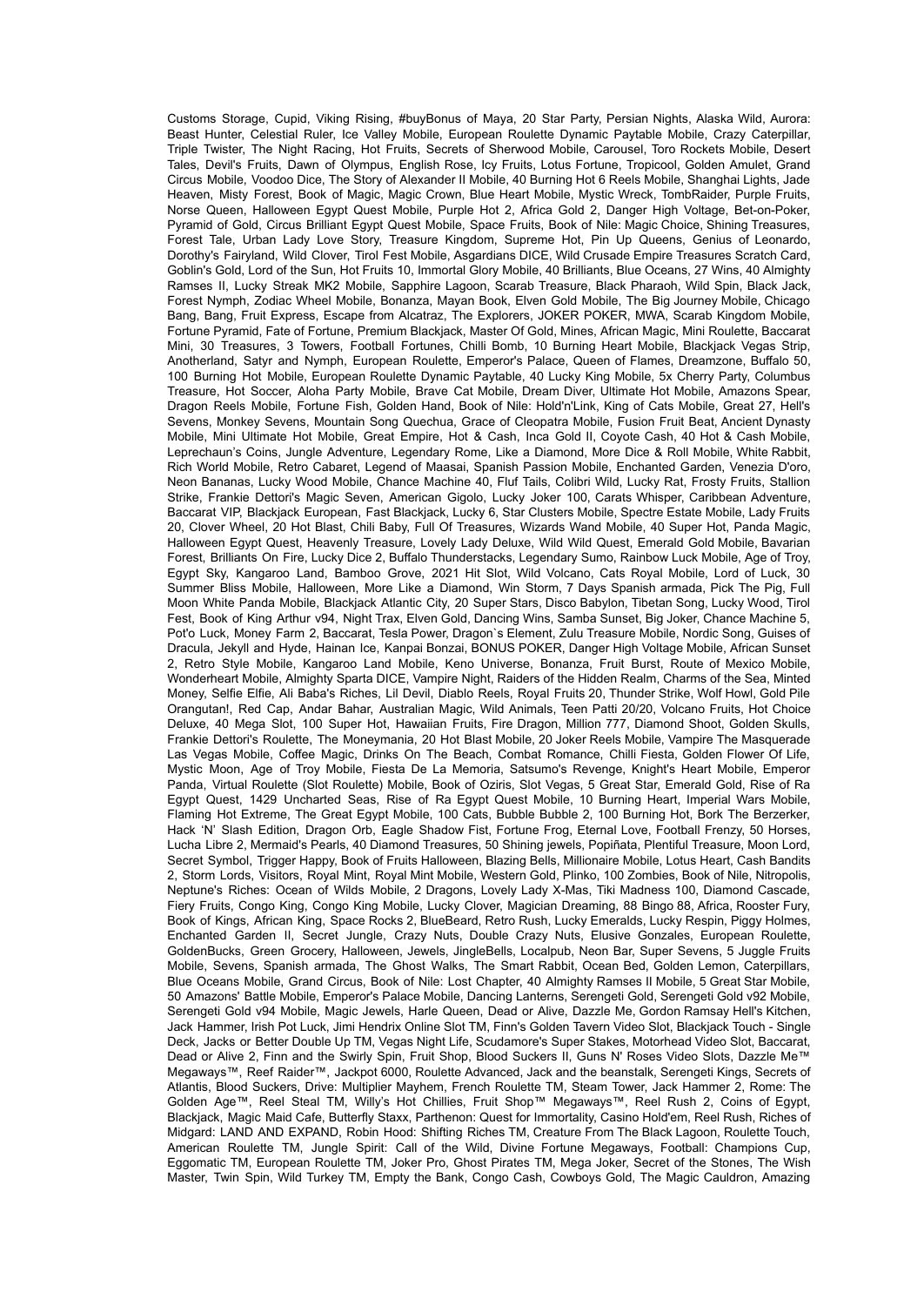Customs Storage, Cupid, Viking Rising, #buyBonus of Maya, 20 Star Party, Persian Nights, Alaska Wild, Aurora: Beast Hunter, Celestial Ruler, Ice Valley Mobile, European Roulette Dynamic Paytable Mobile, Crazy Caterpillar, Triple Twister, The Night Racing, Hot Fruits, Secrets of Sherwood Mobile, Carousel, Toro Rockets Mobile, Desert Tales, Devil's Fruits, Dawn of Olympus, English Rose, Icy Fruits, Lotus Fortune, Tropicool, Golden Amulet, Grand Circus Mobile, Voodoo Dice, The Story of Alexander II Mobile, 40 Burning Hot 6 Reels Mobile, Shanghai Lights, Jade Heaven, Misty Forest, Book of Magic, Magic Crown, Blue Heart Mobile, Mystic Wreck, TombRaider, Purple Fruits, Norse Queen, Halloween Egypt Quest Mobile, Purple Hot 2, Africa Gold 2, Danger High Voltage, Bet-on-Poker, Pyramid of Gold, Circus Brilliant Egypt Quest Mobile, Space Fruits, Book of Nile: Magic Choice, Shining Treasures, Forest Tale, Urban Lady Love Story, Treasure Kingdom, Supreme Hot, Pin Up Queens, Genius of Leonardo, Dorothy's Fairyland, Wild Clover, Tirol Fest Mobile, Asgardians DICE, Wild Crusade Empire Treasures Scratch Card, Goblin's Gold, Lord of the Sun, Hot Fruits 10, Immortal Glory Mobile, 40 Brilliants, Blue Oceans, 27 Wins, 40 Almighty Ramses II, Lucky Streak MK2 Mobile, Sapphire Lagoon, Scarab Treasure, Black Pharaoh, Wild Spin, Black Jack, Forest Nymph, Zodiac Wheel Mobile, Bonanza, Mayan Book, Elven Gold Mobile, The Big Journey Mobile, Chicago Bang, Bang, Fruit Express, Escape from Alcatraz, The Explorers, JOKER POKER, MWA, Scarab Kingdom Mobile, Fortune Pyramid, Fate of Fortune, Premium Blackjack, Master Of Gold, Mines, African Magic, Mini Roulette, Baccarat Mini, 30 Treasures, 3 Towers, Football Fortunes, Chilli Bomb, 10 Burning Heart Mobile, Blackjack Vegas Strip, Anotherland, Satyr and Nymph, European Roulette, Emperor's Palace, Queen of Flames, Dreamzone, Buffalo 50, 100 Burning Hot Mobile, European Roulette Dynamic Paytable, 40 Lucky King Mobile, 5x Cherry Party, Columbus Treasure, Hot Soccer, Aloha Party Mobile, Brave Cat Mobile, Dream Diver, Ultimate Hot Mobile, Amazons Spear, Dragon Reels Mobile, Fortune Fish, Golden Hand, Book of Nile: Hold'n'Link, King of Cats Mobile, Great 27, Hell's Sevens, Monkey Sevens, Mountain Song Quechua, Grace of Cleopatra Mobile, Fusion Fruit Beat, Ancient Dynasty Mobile, Mini Ultimate Hot Mobile, Great Empire, Hot & Cash, Inca Gold II, Coyote Cash, 40 Hot & Cash Mobile, Leprechaun's Coins, Jungle Adventure, Legendary Rome, Like a Diamond, More Dice & Roll Mobile, White Rabbit, Rich World Mobile, Retro Cabaret, Legend of Maasai, Spanish Passion Mobile, Enchanted Garden, Venezia D'oro, Neon Bananas, Lucky Wood Mobile, Chance Machine 40, Fluf Tails, Colibri Wild, Lucky Rat, Frosty Fruits, Stallion Strike, Frankie Dettori's Magic Seven, American Gigolo, Lucky Joker 100, Carats Whisper, Caribbean Adventure, Baccarat VIP, Blackjack European, Fast Blackjack, Lucky 6, Star Clusters Mobile, Spectre Estate Mobile, Lady Fruits 20, Clover Wheel, 20 Hot Blast, Chili Baby, Full Of Treasures, Wizards Wand Mobile, 40 Super Hot, Panda Magic, Halloween Egypt Quest, Heavenly Treasure, Lovely Lady Deluxe, Wild Wild Quest, Emerald Gold Mobile, Bavarian Forest, Brilliants On Fire, Lucky Dice 2, Buffalo Thunderstacks, Legendary Sumo, Rainbow Luck Mobile, Age of Troy, Egypt Sky, Kangaroo Land, Bamboo Grove, 2021 Hit Slot, Wild Volcano, Cats Royal Mobile, Lord of Luck, 30 Summer Bliss Mobile, Halloween, More Like a Diamond, Win Storm, 7 Days Spanish armada, Pick The Pig, Full Moon White Panda Mobile, Blackjack Atlantic City, 20 Super Stars, Disco Babylon, Tibetan Song, Lucky Wood, Tirol Fest, Book of King Arthur v94, Night Trax, Elven Gold, Dancing Wins, Samba Sunset, Big Joker, Chance Machine 5, Pot'o Luck, Money Farm 2, Baccarat, Tesla Power, Dragon`s Element, Zulu Treasure Mobile, Nordic Song, Guises of Dracula, Jekyll and Hyde, Hainan Ice, Kanpai Bonzai, BONUS POKER, Danger High Voltage Mobile, African Sunset 2, Retro Style Mobile, Kangaroo Land Mobile, Keno Universe, Bonanza, Fruit Burst, Route of Mexico Mobile, Wonderheart Mobile, Almighty Sparta DICE, Vampire Night, Raiders of the Hidden Realm, Charms of the Sea, Minted Money, Selfie Elfie, Ali Baba's Riches, Lil Devil, Diablo Reels, Royal Fruits 20, Thunder Strike, Wolf Howl, Gold Pile Orangutan!, Red Cap, Andar Bahar, Australian Magic, Wild Animals, Teen Patti 20/20, Volcano Fruits, Hot Choice Deluxe, 40 Mega Slot, 100 Super Hot, Hawaiian Fruits, Fire Dragon, Million 777, Diamond Shoot, Golden Skulls, Frankie Dettori's Roulette, The Moneymania, 20 Hot Blast Mobile, 20 Joker Reels Mobile, Vampire The Masquerade Las Vegas Mobile, Coffee Magic, Drinks On The Beach, Combat Romance, Chilli Fiesta, Golden Flower Of Life, Mystic Moon, Age of Troy Mobile, Fiesta De La Memoria, Satsumo's Revenge, Knight's Heart Mobile, Emperor Panda, Virtual Roulette (Slot Roulette) Mobile, Book of Oziris, Slot Vegas, 5 Great Star, Emerald Gold, Rise of Ra Egypt Quest, 1429 Uncharted Seas, Rise of Ra Egypt Quest Mobile, 10 Burning Heart, Imperial Wars Mobile, Flaming Hot Extreme, The Great Egypt Mobile, 100 Cats, Bubble Bubble 2, 100 Burning Hot, Bork The Berzerker, Hack 'N' Slash Edition, Dragon Orb, Eagle Shadow Fist, Fortune Frog, Eternal Love, Football Frenzy, 50 Horses, Lucha Libre 2, Mermaid's Pearls, 40 Diamond Treasures, 50 Shining jewels, Popiñata, Plentiful Treasure, Moon Lord, Secret Symbol, Trigger Happy, Book of Fruits Halloween, Blazing Bells, Millionaire Mobile, Lotus Heart, Cash Bandits 2, Storm Lords, Visitors, Royal Mint, Royal Mint Mobile, Western Gold, Plinko, 100 Zombies, Book of Nile, Nitropolis, Neptune's Riches: Ocean of Wilds Mobile, 2 Dragons, Lovely Lady X-Mas, Tiki Madness 100, Diamond Cascade, Fiery Fruits, Congo King, Congo King Mobile, Lucky Clover, Magician Dreaming, 88 Bingo 88, Africa, Rooster Fury, Book of Kings, African King, Space Rocks 2, BlueBeard, Retro Rush, Lucky Emeralds, Lucky Respin, Piggy Holmes, Enchanted Garden II, Secret Jungle, Crazy Nuts, Double Crazy Nuts, Elusive Gonzales, European Roulette, GoldenBucks, Green Grocery, Halloween, Jewels, JingleBells, Localpub, Neon Bar, Super Sevens, 5 Juggle Fruits Mobile, Sevens, Spanish armada, The Ghost Walks, The Smart Rabbit, Ocean Bed, Golden Lemon, Caterpillars, Blue Oceans Mobile, Grand Circus, Book of Nile: Lost Chapter, 40 Almighty Ramses II Mobile, 5 Great Star Mobile, 50 Amazons' Battle Mobile, Emperor's Palace Mobile, Dancing Lanterns, Serengeti Gold, Serengeti Gold v92 Mobile, Serengeti Gold v94 Mobile, Magic Jewels, Harle Queen, Dead or Alive, Dazzle Me, Gordon Ramsay Hell's Kitchen, Jack Hammer, Irish Pot Luck, Jimi Hendrix Online Slot TM, Finn's Golden Tavern Video Slot, Blackjack Touch - Single Deck, Jacks or Better Double Up TM, Vegas Night Life, Scudamore's Super Stakes, Motorhead Video Slot, Baccarat, Dead or Alive 2, Finn and the Swirly Spin, Fruit Shop, Blood Suckers II, Guns N' Roses Video Slots, Dazzle Me™ Megaways™, Reef Raider™, Jackpot 6000, Roulette Advanced, Jack and the beanstalk, Serengeti Kings, Secrets of Atlantis, Blood Suckers, Drive: Multiplier Mayhem, French Roulette TM, Steam Tower, Jack Hammer 2, Rome: The Golden Age™, Reel Steal TM, Willy's Hot Chillies, Fruit Shop™ Megaways™, Reel Rush 2, Coins of Egypt, Blackjack, Magic Maid Cafe, Butterfly Staxx, Parthenon: Quest for Immortality, Casino Hold'em, Reel Rush, Riches of Midgard: LAND AND EXPAND, Robin Hood: Shifting Riches TM, Creature From The Black Lagoon, Roulette Touch, American Roulette TM, Jungle Spirit: Call of the Wild, Divine Fortune Megaways, Football: Champions Cup, Eggomatic TM, European Roulette TM, Joker Pro, Ghost Pirates TM, Mega Joker, Secret of the Stones, The Wish Master, Twin Spin, Wild Turkey TM, Empty the Bank, Congo Cash, Cowboys Gold, The Magic Cauldron, Amazing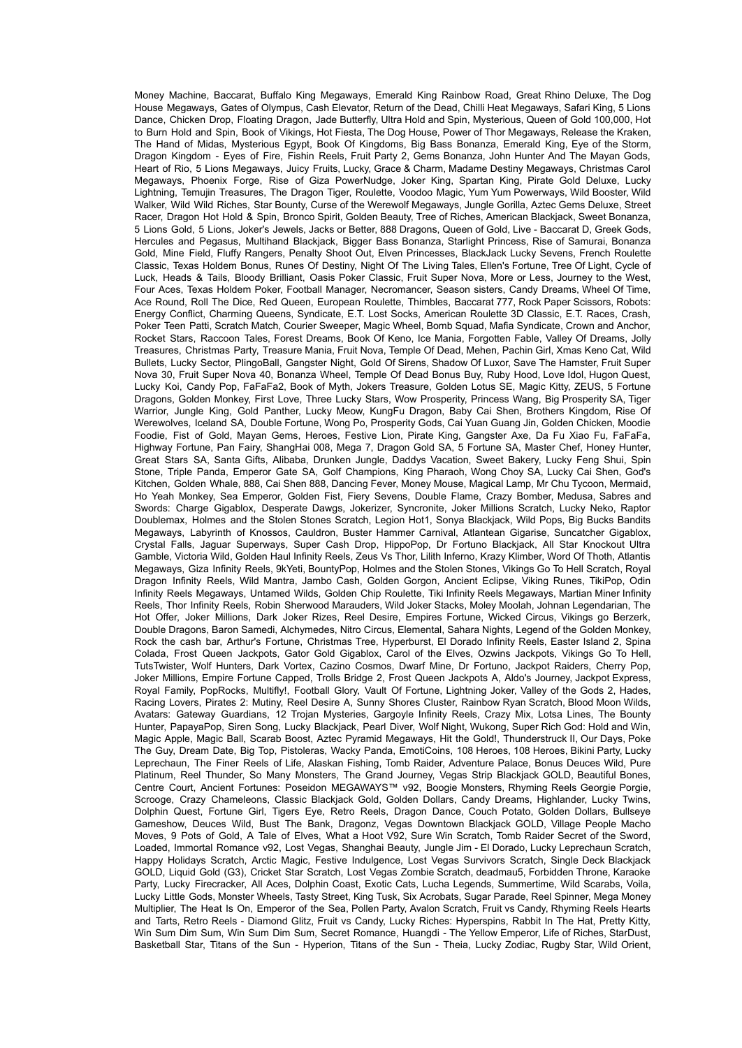Money Machine, Baccarat, Buffalo King Megaways, Emerald King Rainbow Road, Great Rhino Deluxe, The Dog House Megaways, Gates of Olympus, Cash Elevator, Return of the Dead, Chilli Heat Megaways, Safari King, 5 Lions Dance, Chicken Drop, Floating Dragon, Jade Butterfly, Ultra Hold and Spin, Mysterious, Queen of Gold 100,000, Hot to Burn Hold and Spin, Book of Vikings, Hot Fiesta, The Dog House, Power of Thor Megaways, Release the Kraken, The Hand of Midas, Mysterious Egypt, Book Of Kingdoms, Big Bass Bonanza, Emerald King, Eye of the Storm, Dragon Kingdom - Eyes of Fire, Fishin Reels, Fruit Party 2, Gems Bonanza, John Hunter And The Mayan Gods, Heart of Rio, 5 Lions Megaways, Juicy Fruits, Lucky, Grace & Charm, Madame Destiny Megaways, Christmas Carol Megaways, Phoenix Forge, Rise of Giza PowerNudge, Joker King, Spartan King, Pirate Gold Deluxe, Lucky Lightning, Temujin Treasures, The Dragon Tiger, Roulette, Voodoo Magic, Yum Yum Powerways, Wild Booster, Wild Walker, Wild Wild Riches, Star Bounty, Curse of the Werewolf Megaways, Jungle Gorilla, Aztec Gems Deluxe, Street Racer, Dragon Hot Hold & Spin, Bronco Spirit, Golden Beauty, Tree of Riches, American Blackjack, Sweet Bonanza, 5 Lions Gold, 5 Lions, Joker's Jewels, Jacks or Better, 888 Dragons, Queen of Gold, Live - Baccarat D, Greek Gods, Hercules and Pegasus, Multihand Blackjack, Bigger Bass Bonanza, Starlight Princess, Rise of Samurai, Bonanza Gold, Mine Field, Fluffy Rangers, Penalty Shoot Out, Elven Princesses, BlackJack Lucky Sevens, French Roulette Classic, Texas Holdem Bonus, Runes Of Destiny, Night Of The Living Tales, Ellen's Fortune, Tree Of Light, Cycle of Luck, Heads & Tails, Bloody Brilliant, Oasis Poker Classic, Fruit Super Nova, More or Less, Journey to the West, Four Aces, Texas Holdem Poker, Football Manager, Necromancer, Season sisters, Candy Dreams, Wheel Of Time, Ace Round, Roll The Dice, Red Queen, European Roulette, Thimbles, Baccarat 777, Rock Paper Scissors, Robots: Energy Conflict, Charming Queens, Syndicate, E.T. Lost Socks, American Roulette 3D Classic, E.T. Races, Crash, Poker Teen Patti, Scratch Match, Courier Sweeper, Magic Wheel, Bomb Squad, Mafia Syndicate, Crown and Anchor, Rocket Stars, Raccoon Tales, Forest Dreams, Book Of Keno, Ice Mania, Forgotten Fable, Valley Of Dreams, Jolly Treasures, Christmas Party, Treasure Mania, Fruit Nova, Temple Of Dead, Mehen, Pachin Girl, Xmas Keno Cat, Wild Bullets, Lucky Sector, PlingoBall, Gangster Night, Gold Of Sirens, Shadow Of Luxor, Save The Hamster, Fruit Super Nova 30, Fruit Super Nova 40, Bonanza Wheel, Temple Of Dead Bonus Buy, Ruby Hood, Love Idol, Hugon Quest, Lucky Koi, Candy Pop, FaFaFa2, Book of Myth, Jokers Treasure, Golden Lotus SE, Magic Kitty, ZEUS, 5 Fortune Dragons, Golden Monkey, First Love, Three Lucky Stars, Wow Prosperity, Princess Wang, Big Prosperity SA, Tiger Warrior, Jungle King, Gold Panther, Lucky Meow, KungFu Dragon, Baby Cai Shen, Brothers Kingdom, Rise Of Werewolves, Iceland SA, Double Fortune, Wong Po, Prosperity Gods, Cai Yuan Guang Jin, Golden Chicken, Moodie Foodie, Fist of Gold, Mayan Gems, Heroes, Festive Lion, Pirate King, Gangster Axe, Da Fu Xiao Fu, FaFaFa, Highway Fortune, Pan Fairy, ShangHai 008, Mega 7, Dragon Gold SA, 5 Fortune SA, Master Chef, Honey Hunter, Great Stars SA, Santa Gifts, Alibaba, Drunken Jungle, Daddys Vacation, Sweet Bakery, Lucky Feng Shui, Spin Stone, Triple Panda, Emperor Gate SA, Golf Champions, King Pharaoh, Wong Choy SA, Lucky Cai Shen, God's Kitchen, Golden Whale, 888, Cai Shen 888, Dancing Fever, Money Mouse, Magical Lamp, Mr Chu Tycoon, Mermaid, Ho Yeah Monkey, Sea Emperor, Golden Fist, Fiery Sevens, Double Flame, Crazy Bomber, Medusa, Sabres and Swords: Charge Gigablox, Desperate Dawgs, Jokerizer, Syncronite, Joker Millions Scratch, Lucky Neko, Raptor Doublemax, Holmes and the Stolen Stones Scratch, Legion Hot1, Sonya Blackjack, Wild Pops, Big Bucks Bandits Megaways, Labyrinth of Knossos, Cauldron, Buster Hammer Carnival, Atlantean Gigarise, Suncatcher Gigablox, Crystal Falls, Jaguar Superways, Super Cash Drop, HippoPop, Dr Fortuno Blackjack, All Star Knockout Ultra Gamble, Victoria Wild, Golden Haul Infinity Reels, Zeus Vs Thor, Lilith Inferno, Krazy Klimber, Word Of Thoth, Atlantis Megaways, Giza Infinity Reels, 9kYeti, BountyPop, Holmes and the Stolen Stones, Vikings Go To Hell Scratch, Royal Dragon Infinity Reels, Wild Mantra, Jambo Cash, Golden Gorgon, Ancient Eclipse, Viking Runes, TikiPop, Odin Infinity Reels Megaways, Untamed Wilds, Golden Chip Roulette, Tiki Infinity Reels Megaways, Martian Miner Infinity Reels, Thor Infinity Reels, Robin Sherwood Marauders, Wild Joker Stacks, Moley Moolah, Johnan Legendarian, The Hot Offer, Joker Millions, Dark Joker Rizes, Reel Desire, Empires Fortune, Wicked Circus, Vikings go Berzerk, Double Dragons, Baron Samedi, Alchymedes, Nitro Circus, Elemental, Sahara Nights, Legend of the Golden Monkey, Rock the cash bar, Arthur's Fortune, Christmas Tree, Hyperburst, El Dorado Infinity Reels, Easter Island 2, Spina Colada, Frost Queen Jackpots, Gator Gold Gigablox, Carol of the Elves, Ozwins Jackpots, Vikings Go To Hell, TutsTwister, Wolf Hunters, Dark Vortex, Cazino Cosmos, Dwarf Mine, Dr Fortuno, Jackpot Raiders, Cherry Pop, Joker Millions, Empire Fortune Capped, Trolls Bridge 2, Frost Queen Jackpots A, Aldo's Journey, Jackpot Express, Royal Family, PopRocks, Multifly!, Football Glory, Vault Of Fortune, Lightning Joker, Valley of the Gods 2, Hades, Racing Lovers, Pirates 2: Mutiny, Reel Desire A, Sunny Shores Cluster, Rainbow Ryan Scratch, Blood Moon Wilds, Avatars: Gateway Guardians, 12 Trojan Mysteries, Gargoyle Infinity Reels, Crazy Mix, Lotsa Lines, The Bounty Hunter, PapayaPop, Siren Song, Lucky Blackjack, Pearl Diver, Wolf Night, Wukong, Super Rich God: Hold and Win, Magic Apple, Magic Ball, Scarab Boost, Aztec Pyramid Megaways, Hit the Gold!, Thunderstruck II, Our Days, Poke The Guy, Dream Date, Big Top, Pistoleras, Wacky Panda, EmotiCoins, 108 Heroes, 108 Heroes, Bikini Party, Lucky Leprechaun, The Finer Reels of Life, Alaskan Fishing, Tomb Raider, Adventure Palace, Bonus Deuces Wild, Pure Platinum, Reel Thunder, So Many Monsters, The Grand Journey, Vegas Strip Blackjack GOLD, Beautiful Bones, Centre Court, Ancient Fortunes: Poseidon MEGAWAYS™ v92, Boogie Monsters, Rhyming Reels Georgie Porgie, Scrooge, Crazy Chameleons, Classic Blackjack Gold, Golden Dollars, Candy Dreams, Highlander, Lucky Twins, Dolphin Quest, Fortune Girl, Tigers Eye, Retro Reels, Dragon Dance, Couch Potato, Golden Dollars, Bullseye Gameshow, Deuces Wild, Bust The Bank, Dragonz, Vegas Downtown Blackjack GOLD, Village People Macho Moves, 9 Pots of Gold, A Tale of Elves, What a Hoot V92, Sure Win Scratch, Tomb Raider Secret of the Sword, Loaded, Immortal Romance v92, Lost Vegas, Shanghai Beauty, Jungle Jim - El Dorado, Lucky Leprechaun Scratch, Happy Holidays Scratch, Arctic Magic, Festive Indulgence, Lost Vegas Survivors Scratch, Single Deck Blackjack GOLD, Liquid Gold (G3), Cricket Star Scratch, Lost Vegas Zombie Scratch, deadmau5, Forbidden Throne, Karaoke Party, Lucky Firecracker, All Aces, Dolphin Coast, Exotic Cats, Lucha Legends, Summertime, Wild Scarabs, Voila, Lucky Little Gods, Monster Wheels, Tasty Street, King Tusk, Six Acrobats, Sugar Parade, Reel Spinner, Mega Money Multiplier, The Heat Is On, Emperor of the Sea, Pollen Party, Avalon Scratch, Fruit vs Candy, Rhyming Reels Hearts and Tarts, Retro Reels - Diamond Glitz, Fruit vs Candy, Lucky Riches: Hyperspins, Rabbit In The Hat, Pretty Kitty, Win Sum Dim Sum, Win Sum Dim Sum, Secret Romance, Huangdi - The Yellow Emperor, Life of Riches, StarDust, Basketball Star, Titans of the Sun - Hyperion, Titans of the Sun - Theia, Lucky Zodiac, Rugby Star, Wild Orient,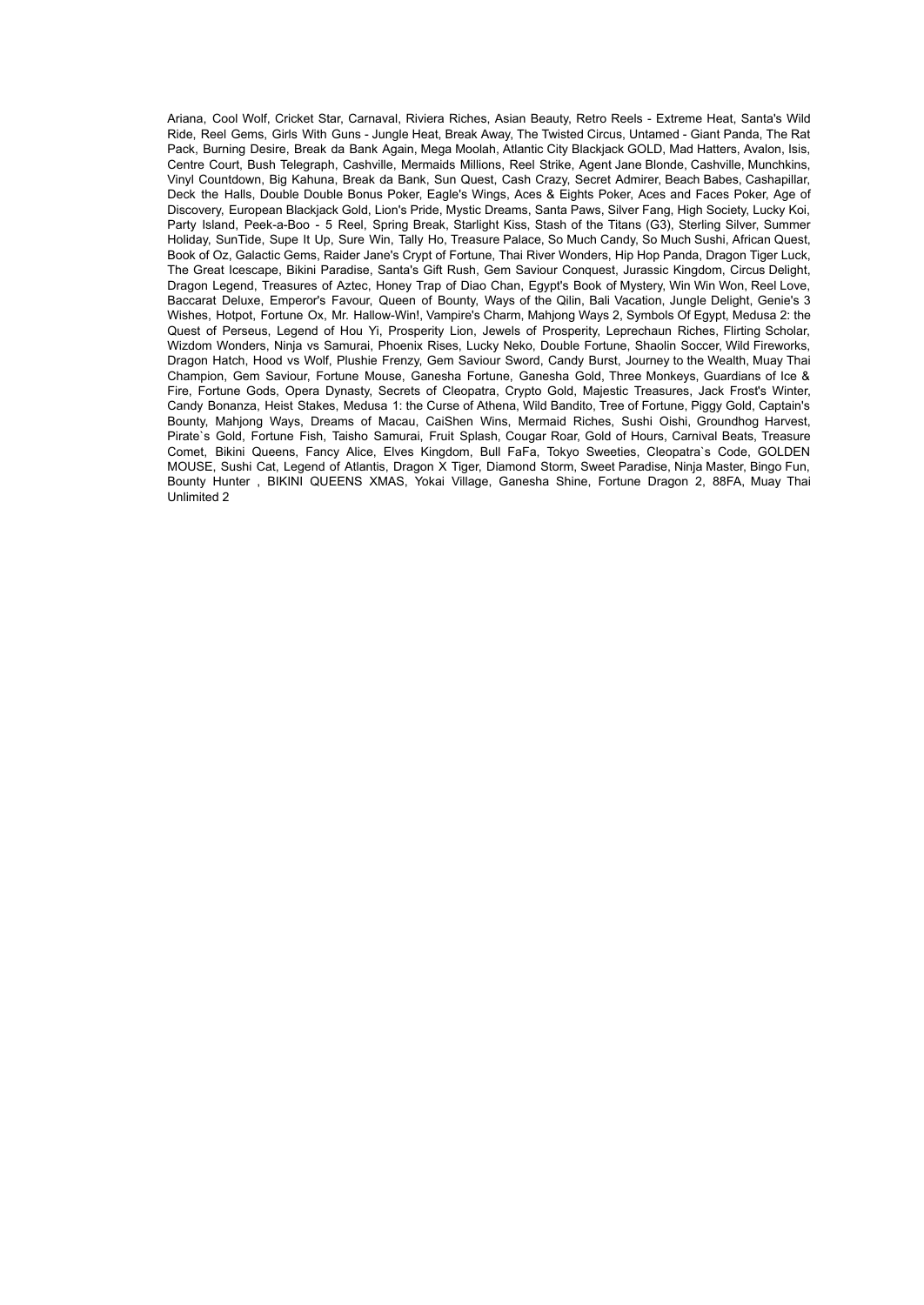Ariana, Cool Wolf, Cricket Star, Carnaval, Riviera Riches, Asian Beauty, Retro Reels - Extreme Heat, Santa's Wild Ride, Reel Gems, Girls With Guns - Jungle Heat, Break Away, The Twisted Circus, Untamed - Giant Panda, The Rat Pack, Burning Desire, Break da Bank Again, Mega Moolah, Atlantic City Blackjack GOLD, Mad Hatters, Avalon, Isis, Centre Court, Bush Telegraph, Cashville, Mermaids Millions, Reel Strike, Agent Jane Blonde, Cashville, Munchkins, Vinyl Countdown, Big Kahuna, Break da Bank, Sun Quest, Cash Crazy, Secret Admirer, Beach Babes, Cashapillar, Deck the Halls, Double Double Bonus Poker, Eagle's Wings, Aces & Eights Poker, Aces and Faces Poker, Age of Discovery, European Blackjack Gold, Lion's Pride, Mystic Dreams, Santa Paws, Silver Fang, High Society, Lucky Koi, Party Island, Peek-a-Boo - 5 Reel, Spring Break, Starlight Kiss, Stash of the Titans (G3), Sterling Silver, Summer Holiday, SunTide, Supe It Up, Sure Win, Tally Ho, Treasure Palace, So Much Candy, So Much Sushi, African Quest, Book of Oz, Galactic Gems, Raider Jane's Crypt of Fortune, Thai River Wonders, Hip Hop Panda, Dragon Tiger Luck, The Great Icescape, Bikini Paradise, Santa's Gift Rush, Gem Saviour Conquest, Jurassic Kingdom, Circus Delight, Dragon Legend, Treasures of Aztec, Honey Trap of Diao Chan, Egypt's Book of Mystery, Win Win Won, Reel Love, Baccarat Deluxe, Emperor's Favour, Queen of Bounty, Ways of the Qilin, Bali Vacation, Jungle Delight, Genie's 3 Wishes, Hotpot, Fortune Ox, Mr. Hallow-Win!, Vampire's Charm, Mahjong Ways 2, Symbols Of Egypt, Medusa 2: the Quest of Perseus, Legend of Hou Yi, Prosperity Lion, Jewels of Prosperity, Leprechaun Riches, Flirting Scholar, Wizdom Wonders, Ninja vs Samurai, Phoenix Rises, Lucky Neko, Double Fortune, Shaolin Soccer, Wild Fireworks, Dragon Hatch, Hood vs Wolf, Plushie Frenzy, Gem Saviour Sword, Candy Burst, Journey to the Wealth, Muay Thai Champion, Gem Saviour, Fortune Mouse, Ganesha Fortune, Ganesha Gold, Three Monkeys, Guardians of Ice & Fire, Fortune Gods, Opera Dynasty, Secrets of Cleopatra, Crypto Gold, Majestic Treasures, Jack Frost's Winter, Candy Bonanza, Heist Stakes, Medusa 1: the Curse of Athena, Wild Bandito, Tree of Fortune, Piggy Gold, Captain's Bounty, Mahjong Ways, Dreams of Macau, CaiShen Wins, Mermaid Riches, Sushi Oishi, Groundhog Harvest, Pirate`s Gold, Fortune Fish, Taisho Samurai, Fruit Splash, Cougar Roar, Gold of Hours, Carnival Beats, Treasure Comet, Bikini Queens, Fancy Alice, Elves Kingdom, Bull FaFa, Tokyo Sweeties, Cleopatra`s Code, GOLDEN MOUSE, Sushi Cat, Legend of Atlantis, Dragon X Tiger, Diamond Storm, Sweet Paradise, Ninja Master, Bingo Fun, Bounty Hunter , BIKINI QUEENS XMAS, Yokai Village, Ganesha Shine, Fortune Dragon 2, 88FA, Muay Thai Unlimited 2